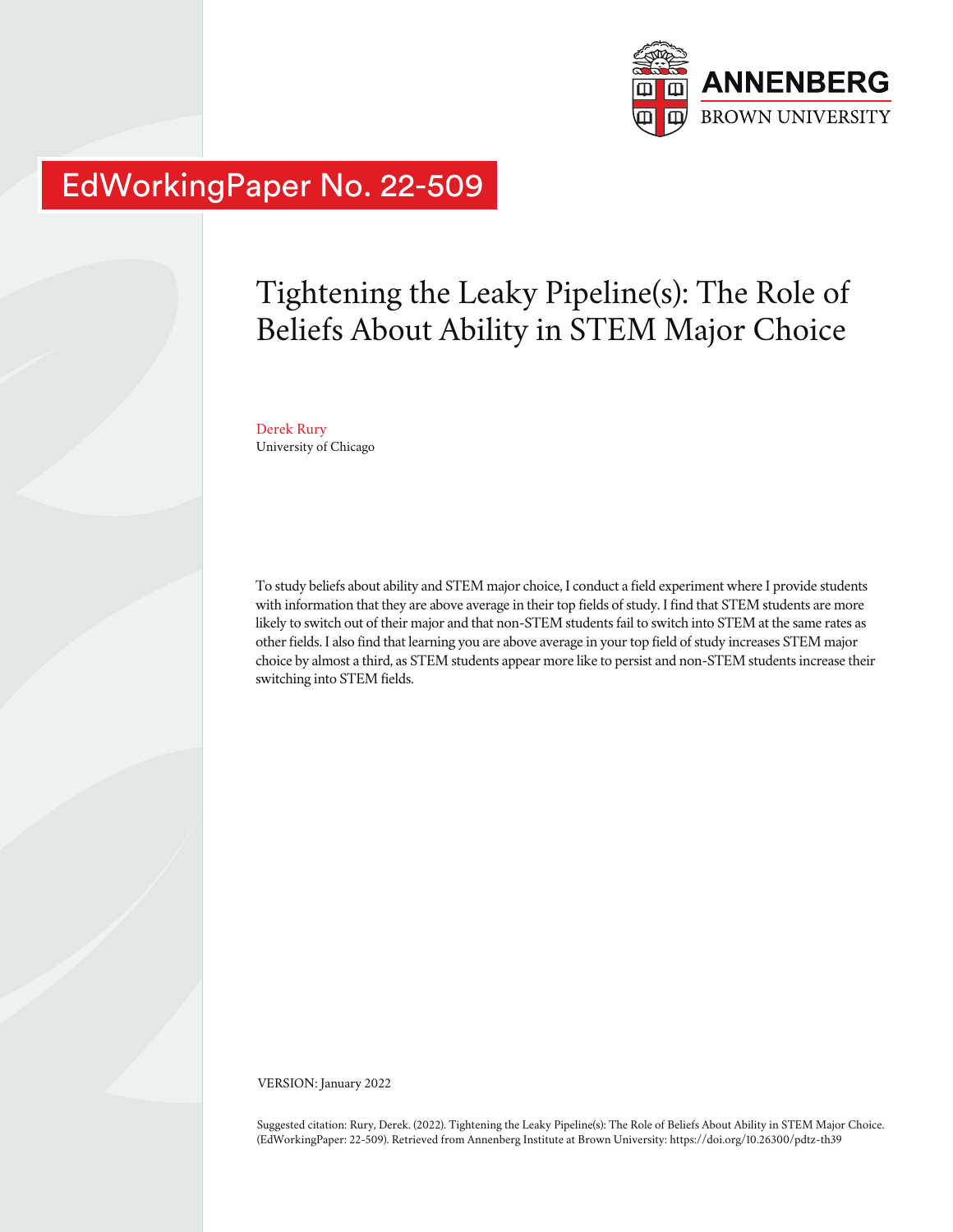EdWorkingPaper No. 22-509

# Tightening the Leaky Pipeline(s): The Role of Beliefs About Ability in STEM Major Choice

Derek Rury
University of Chicago

To study beliefs about ability and STEM major choice, I conduct a field experiment where I provide students with information that they are above average in their top fields of study. I find that STEM students are more likely to switch out of their major and that non-STEM students fail to switch into STEM at the same rates as other fields. I also find that learning you are above average in your top field of study increases STEM major choice by almost a third, as STEM students appear more like to persist and non-STEM students increase their switching into STEM fields.

VERSION: January 2022

Suggested citation: Rury, Derek. (2022). Tightening the Leaky Pipeline(s): The Role of Beliefs About Ability in STEM Major Choice. (EdWorkingPaper: 22-509). Retrieved from Annenberg Institute at Brown University: https://doi.org/10.26300/pdtz-th39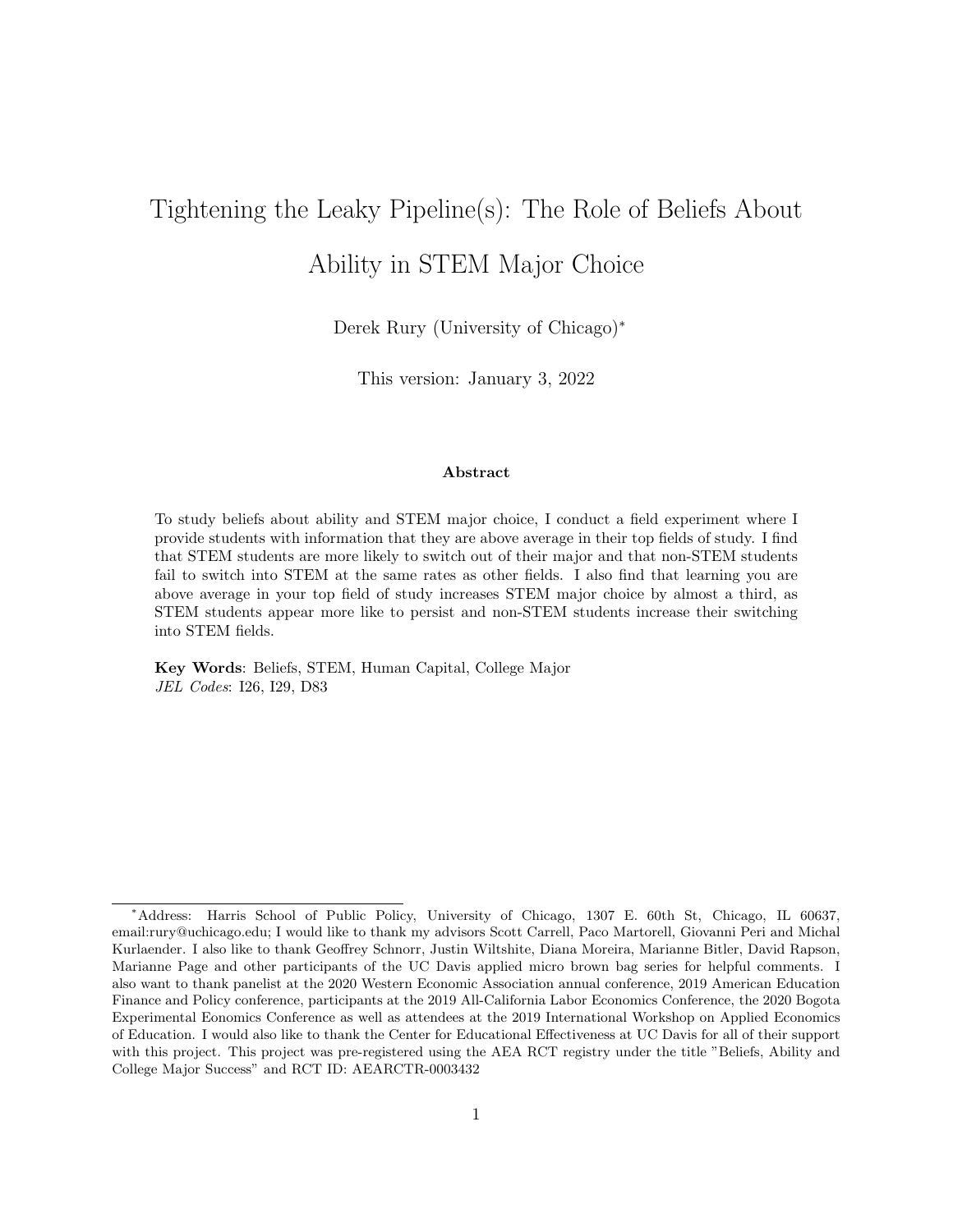# Tightening the Leaky Pipeline(s): The Role of Beliefs About Ability in STEM Major Choice

Derek Rury (University of Chicago)*

This version: January 3, 2022

### Abstract

To study beliefs about ability and STEM major choice, I conduct a field experiment where I provide students with information that they are above average in their top fields of study. I find that STEM students are more likely to switch out of their major and that non-STEM students fail to switch into STEM at the same rates as other fields. I also find that learning you are above average in your top field of study increases STEM major choice by almost a third, as STEM students appear more like to persist and non-STEM students increase their switching into STEM fields.

**Key Words**: Beliefs, STEM, Human Capital, College Major
*JEL Codes*: I26, I29, D83

---

*Address: Harris School of Public Policy, University of Chicago, 1307 E. 60th St, Chicago, IL 60637, email:rury@uchicago.edu; I would like to thank my advisors Scott Carrell, Paco Martorell, Giovanni Peri and Michal Kurlaender. I also like to thank Geoffrey Schnorr, Justin Wiltshite, Diana Moreira, Marianne Bitler, David Rapson, Marianne Page and other participants of the UC Davis applied micro brown bag series for helpful comments. I also want to thank panelist at the 2020 Western Economic Association annual conference, 2019 American Education Finance and Policy conference, participants at the 2019 All-California Labor Economics Conference, the 2020 Bogota Experimental Economics Conference as well as attendees at the 2019 International Workshop on Applied Economics of Education. I would also like to thank the Center for Educational Effectiveness at UC Davis for all of their support with this project. This project was pre-registered using the AEA RCT registry under the title "Beliefs, Ability and College Major Success" and RCT ID: AEARCTR-0003432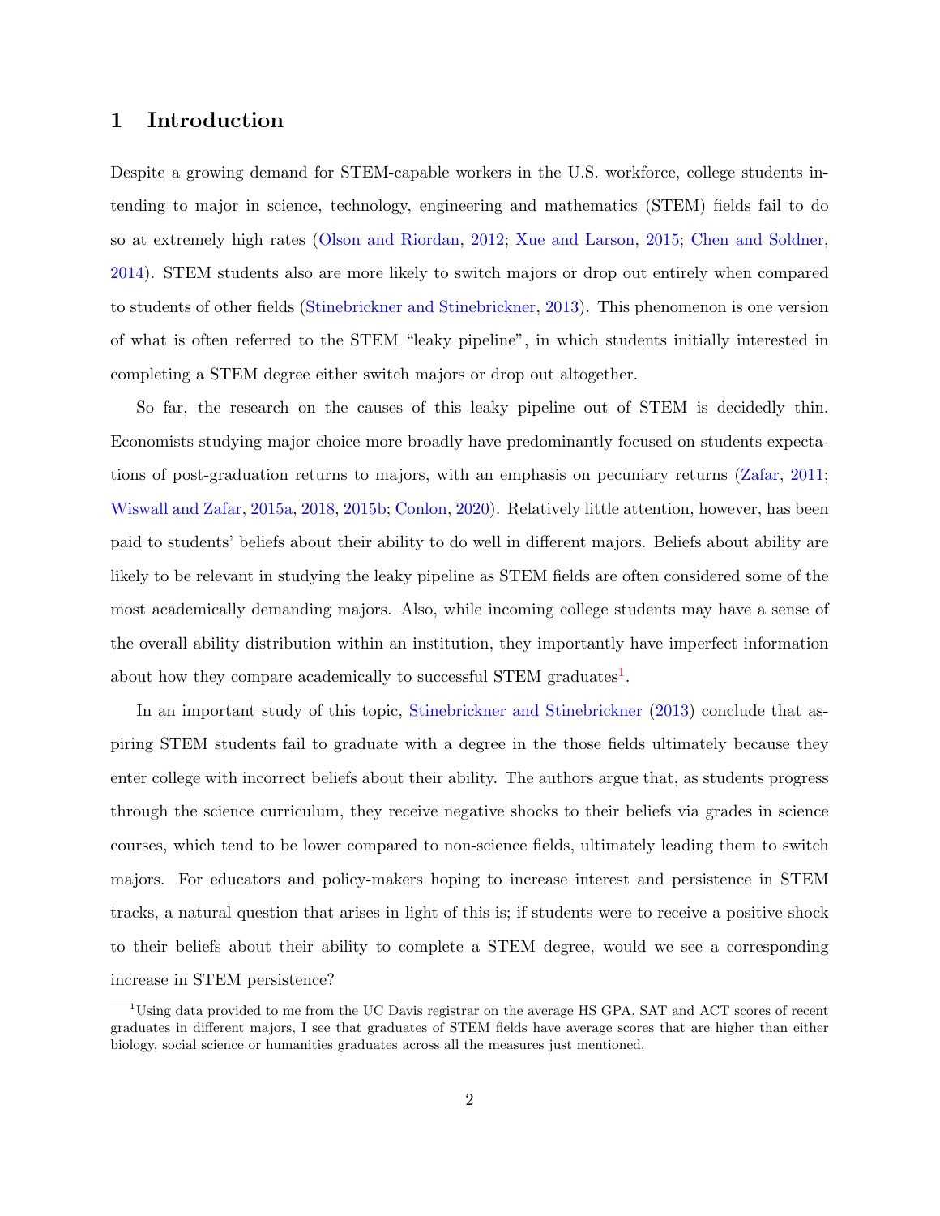# 1 Introduction

Despite a growing demand for STEM-capable workers in the U.S. workforce, college students intending to major in science, technology, engineering and mathematics (STEM) fields fail to do so at extremely high rates (Olson and Riordan, 2012; Xue and Larson, 2015; Chen and Soldner, 2014). STEM students also are more likely to switch majors or drop out entirely when compared to students of other fields (Stinebrickner and Stinebrickner, 2013). This phenomenon is one version of what is often referred to the STEM "leaky pipeline", in which students initially interested in completing a STEM degree either switch majors or drop out altogether.

So far, the research on the causes of this leaky pipeline out of STEM is decidedly thin. Economists studying major choice more broadly have predominantly focused on students expectations of post-graduation returns to majors, with an emphasis on pecuniary returns (Zafar, 2011; Wiswall and Zafar, 2015a, 2018, 2015b; Conlon, 2020). Relatively little attention, however, has been paid to students' beliefs about their ability to do well in different majors. Beliefs about ability are likely to be relevant in studying the leaky pipeline as STEM fields are often considered some of the most academically demanding majors. Also, while incoming college students may have a sense of the overall ability distribution within an institution, they importantly have imperfect information about how they compare academically to successful STEM graduates[1].

In an important study of this topic, Stinebrickner and Stinebrickner (2013) conclude that aspiring STEM students fail to graduate with a degree in the those fields ultimately because they enter college with incorrect beliefs about their ability. The authors argue that, as students progress through the science curriculum, they receive negative shocks to their beliefs via grades in science courses, which tend to be lower compared to non-science fields, ultimately leading them to switch majors. For educators and policy-makers hoping to increase interest and persistence in STEM tracks, a natural question that arises in light of this is; if students were to receive a positive shock to their beliefs about their ability to complete a STEM degree, would we see a corresponding increase in STEM persistence?

[1] Using data provided to me from the UC Davis registrar on the average HS GPA, SAT and ACT scores of recent graduates in different majors, I see that graduates of STEM fields have average scores that are higher than either biology, social science or humanities graduates across all the measures just mentioned.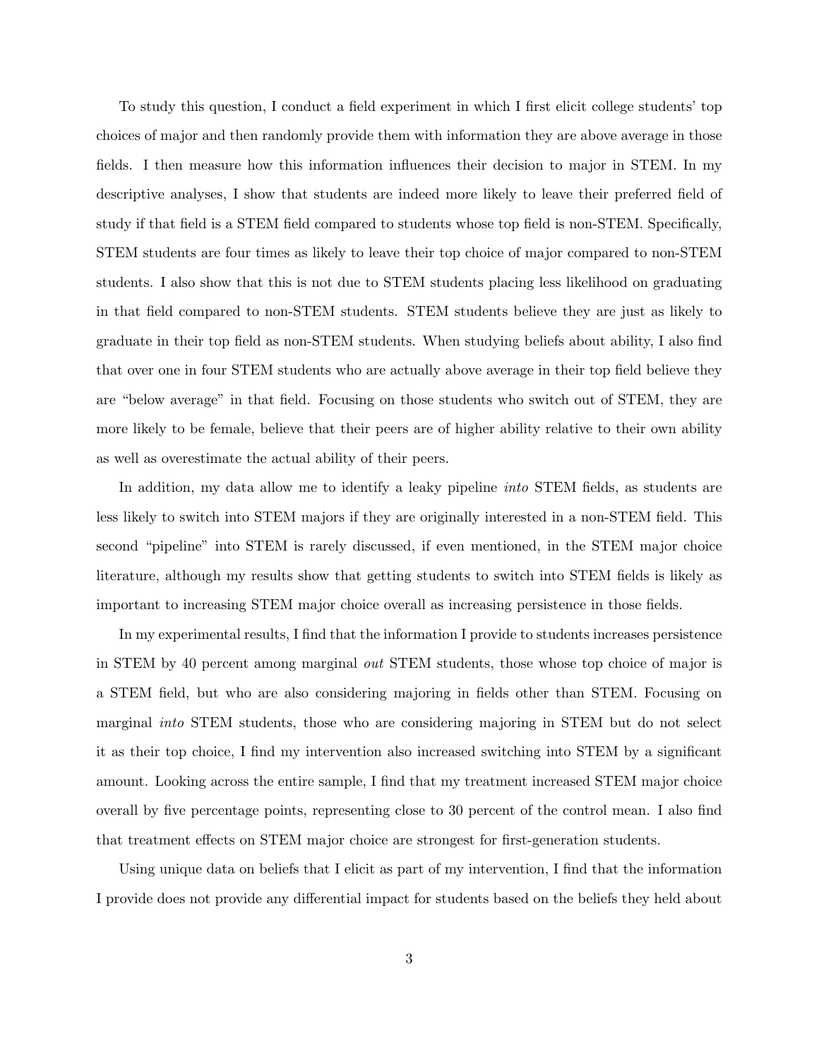To study this question, I conduct a field experiment in which I first elicit college students' top choices of major and then randomly provide them with information they are above average in those fields. I then measure how this information influences their decision to major in STEM. In my descriptive analyses, I show that students are indeed more likely to leave their preferred field of study if that field is a STEM field compared to students whose top field is non-STEM. Specifically, STEM students are four times as likely to leave their top choice of major compared to non-STEM students. I also show that this is not due to STEM students placing less likelihood on graduating in that field compared to non-STEM students. STEM students believe they are just as likely to graduate in their top field as non-STEM students. When studying beliefs about ability, I also find that over one in four STEM students who are actually above average in their top field believe they are "below average" in that field. Focusing on those students who switch out of STEM, they are more likely to be female, believe that their peers are of higher ability relative to their own ability as well as overestimate the actual ability of their peers.

In addition, my data allow me to identify a leaky pipeline *into* STEM fields, as students are less likely to switch into STEM majors if they are originally interested in a non-STEM field. This second "pipeline" into STEM is rarely discussed, if even mentioned, in the STEM major choice literature, although my results show that getting students to switch into STEM fields is likely as important to increasing STEM major choice overall as increasing persistence in those fields.

In my experimental results, I find that the information I provide to students increases persistence in STEM by 40 percent among marginal *out* STEM students, those whose top choice of major is a STEM field, but who are also considering majoring in fields other than STEM. Focusing on marginal *into* STEM students, those who are considering majoring in STEM but do not select it as their top choice, I find my intervention also increased switching into STEM by a significant amount. Looking across the entire sample, I find that my treatment increased STEM major choice overall by five percentage points, representing close to 30 percent of the control mean. I also find that treatment effects on STEM major choice are strongest for first-generation students.

Using unique data on beliefs that I elicit as part of my intervention, I find that the information I provide does not provide any differential impact for students based on the beliefs they held about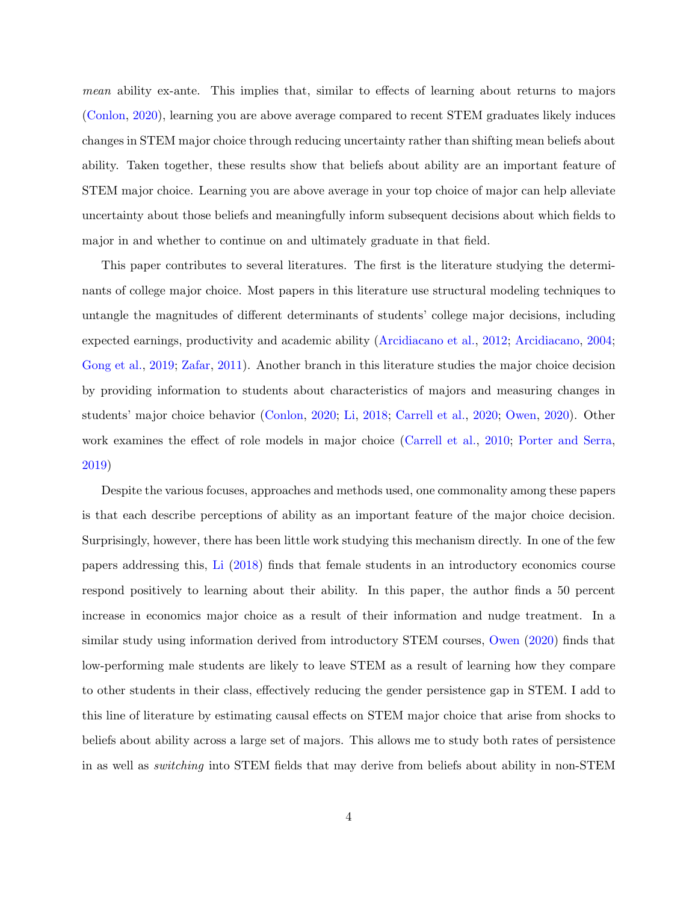*mean* ability ex-ante. This implies that, similar to effects of learning about returns to majors (Conlon, 2020), learning you are above average compared to recent STEM graduates likely induces changes in STEM major choice through reducing uncertainty rather than shifting mean beliefs about ability. Taken together, these results show that beliefs about ability are an important feature of STEM major choice. Learning you are above average in your top choice of major can help alleviate uncertainty about those beliefs and meaningfully inform subsequent decisions about which fields to major in and whether to continue on and ultimately graduate in that field.

This paper contributes to several literatures. The first is the literature studying the determinants of college major choice. Most papers in this literature use structural modeling techniques to untangle the magnitudes of different determinants of students' college major decisions, including expected earnings, productivity and academic ability (Arcidiacano et al., 2012; Arcidiacano, 2004; Gong et al., 2019; Zafar, 2011). Another branch in this literature studies the major choice decision by providing information to students about characteristics of majors and measuring changes in students' major choice behavior (Conlon, 2020; Li, 2018; Carrell et al., 2020; Owen, 2020). Other work examines the effect of role models in major choice (Carrell et al., 2010; Porter and Serra, 2019)

Despite the various focuses, approaches and methods used, one commonality among these papers is that each describe perceptions of ability as an important feature of the major choice decision. Surprisingly, however, there has been little work studying this mechanism directly. In one of the few papers addressing this, Li (2018) finds that female students in an introductory economics course respond positively to learning about their ability. In this paper, the author finds a 50 percent increase in economics major choice as a result of their information and nudge treatment. In a similar study using information derived from introductory STEM courses, Owen (2020) finds that low-performing male students are likely to leave STEM as a result of learning how they compare to other students in their class, effectively reducing the gender persistence gap in STEM. I add to this line of literature by estimating causal effects on STEM major choice that arise from shocks to beliefs about ability across a large set of majors. This allows me to study both rates of persistence in as well as *switching* into STEM fields that may derive from beliefs about ability in non-STEM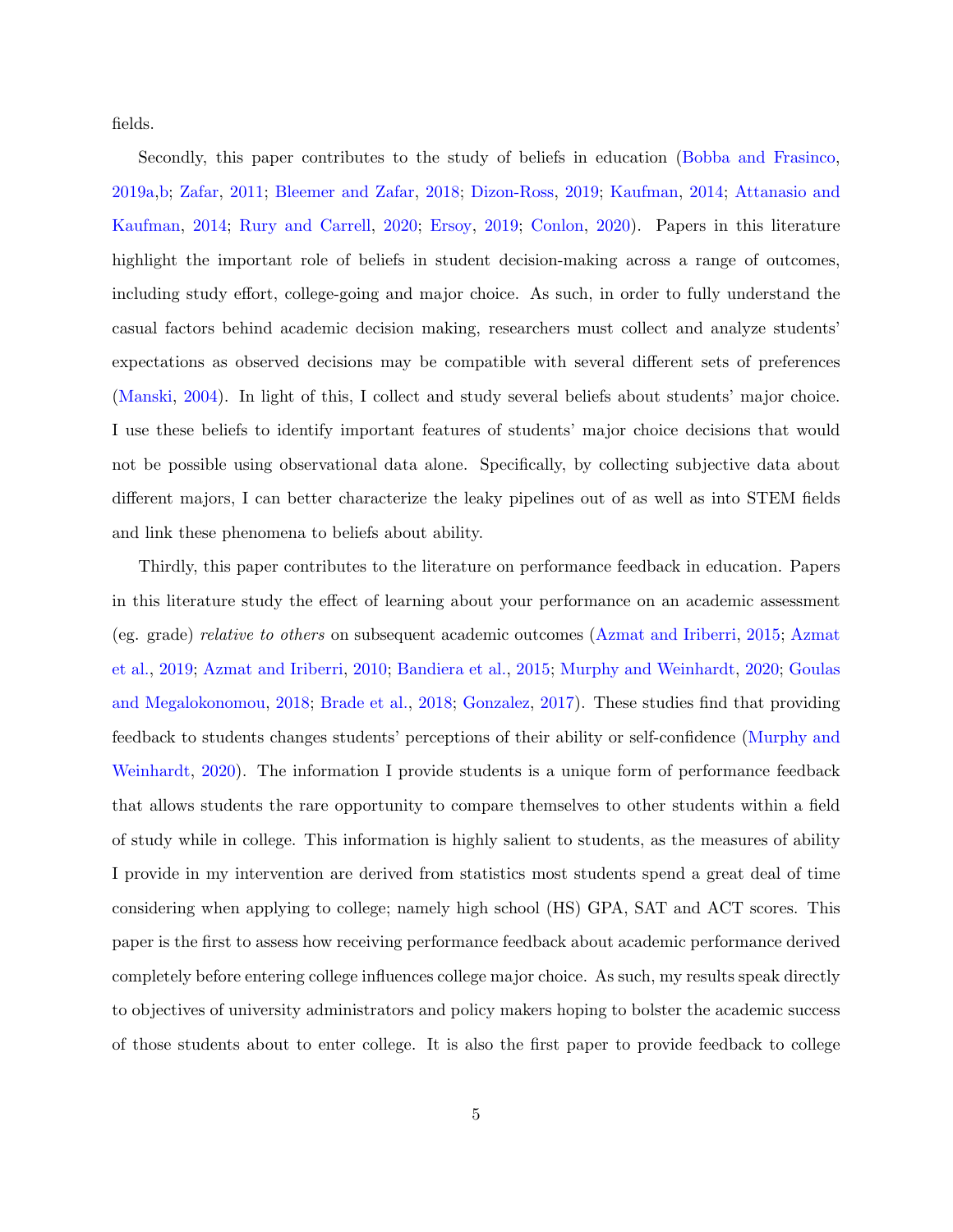fields.

Secondly, this paper contributes to the study of beliefs in education (Bobba and Frasinco, 2019a,b; Zafar, 2011; Bleemer and Zafar, 2018; Dizon-Ross, 2019; Kaufman, 2014; Attanasio and Kaufman, 2014; Rury and Carrell, 2020; Ersoy, 2019; Conlon, 2020). Papers in this literature highlight the important role of beliefs in student decision-making across a range of outcomes, including study effort, college-going and major choice. As such, in order to fully understand the casual factors behind academic decision making, researchers must collect and analyze students' expectations as observed decisions may be compatible with several different sets of preferences (Manski, 2004). In light of this, I collect and study several beliefs about students' major choice. I use these beliefs to identify important features of students' major choice decisions that would not be possible using observational data alone. Specifically, by collecting subjective data about different majors, I can better characterize the leaky pipelines out of as well as into STEM fields and link these phenomena to beliefs about ability.

Thirdly, this paper contributes to the literature on performance feedback in education. Papers in this literature study the effect of learning about your performance on an academic assessment (eg. grade) *relative to others* on subsequent academic outcomes (Azmat and Iriberri, 2015; Azmat et al., 2019; Azmat and Iriberri, 2010; Bandiera et al., 2015; Murphy and Weinhardt, 2020; Goulas and Megalokonomou, 2018; Brade et al., 2018; Gonzalez, 2017). These studies find that providing feedback to students changes students' perceptions of their ability or self-confidence (Murphy and Weinhardt, 2020). The information I provide students is a unique form of performance feedback that allows students the rare opportunity to compare themselves to other students within a field of study while in college. This information is highly salient to students, as the measures of ability I provide in my intervention are derived from statistics most students spend a great deal of time considering when applying to college; namely high school (HS) GPA, SAT and ACT scores. This paper is the first to assess how receiving performance feedback about academic performance derived completely before entering college influences college major choice. As such, my results speak directly to objectives of university administrators and policy makers hoping to bolster the academic success of those students about to enter college. It is also the first paper to provide feedback to college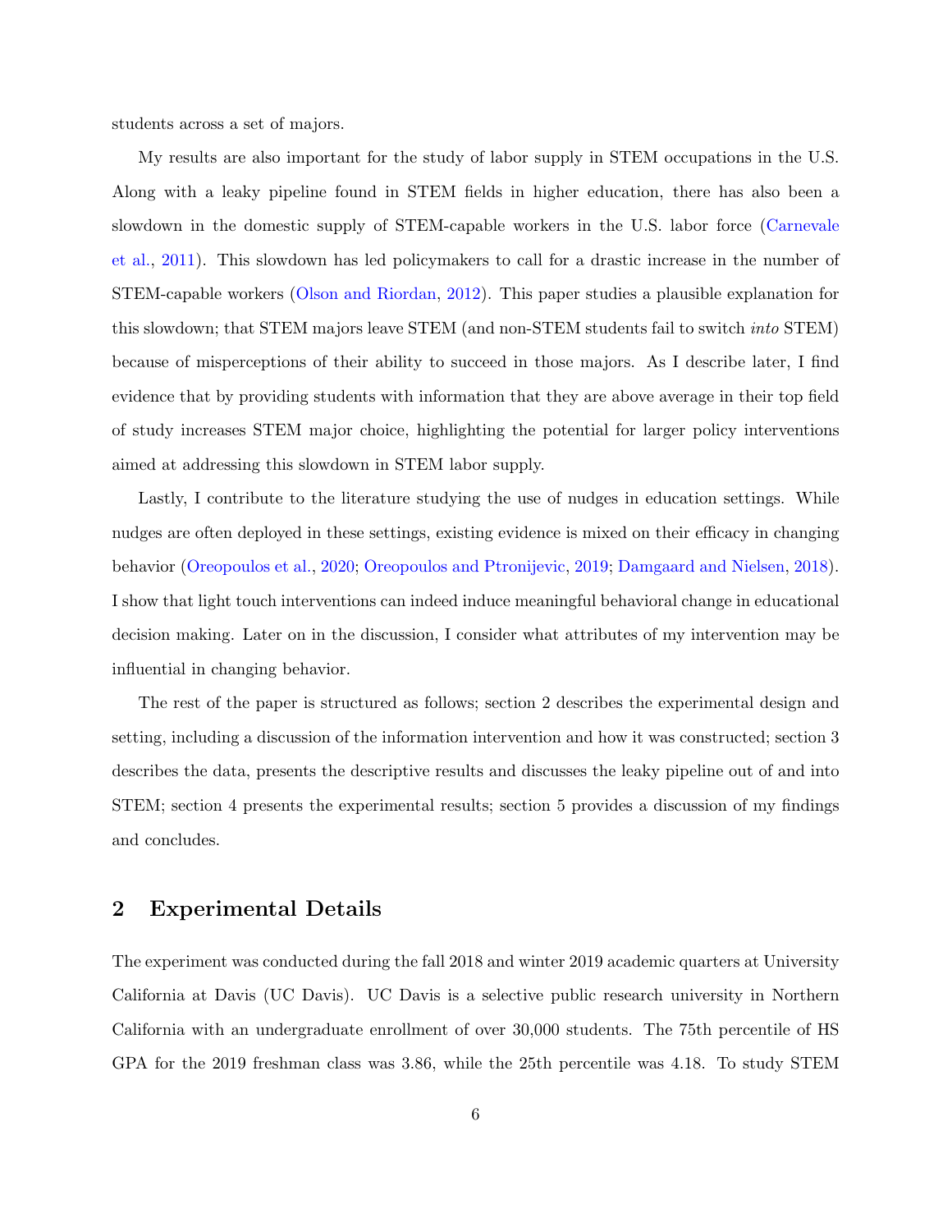students across a set of majors.

My results are also important for the study of labor supply in STEM occupations in the U.S. Along with a leaky pipeline found in STEM fields in higher education, there has also been a slowdown in the domestic supply of STEM-capable workers in the U.S. labor force (Carnevale et al., 2011). This slowdown has led policymakers to call for a drastic increase in the number of STEM-capable workers (Olson and Riordan, 2012). This paper studies a plausible explanation for this slowdown; that STEM majors leave STEM (and non-STEM students fail to switch *into* STEM) because of misperceptions of their ability to succeed in those majors. As I describe later, I find evidence that by providing students with information that they are above average in their top field of study increases STEM major choice, highlighting the potential for larger policy interventions aimed at addressing this slowdown in STEM labor supply.

Lastly, I contribute to the literature studying the use of nudges in education settings. While nudges are often deployed in these settings, existing evidence is mixed on their efficacy in changing behavior (Oreopoulos et al., 2020; Oreopoulos and Ptronijevic, 2019; Damgaard and Nielsen, 2018). I show that light touch interventions can indeed induce meaningful behavioral change in educational decision making. Later on in the discussion, I consider what attributes of my intervention may be influential in changing behavior.

The rest of the paper is structured as follows; section 2 describes the experimental design and setting, including a discussion of the information intervention and how it was constructed; section 3 describes the data, presents the descriptive results and discusses the leaky pipeline out of and into STEM; section 4 presents the experimental results; section 5 provides a discussion of my findings and concludes.

## 2 Experimental Details

The experiment was conducted during the fall 2018 and winter 2019 academic quarters at University California at Davis (UC Davis). UC Davis is a selective public research university in Northern California with an undergraduate enrollment of over 30,000 students. The 75th percentile of HS GPA for the 2019 freshman class was 3.86, while the 25th percentile was 4.18. To study STEM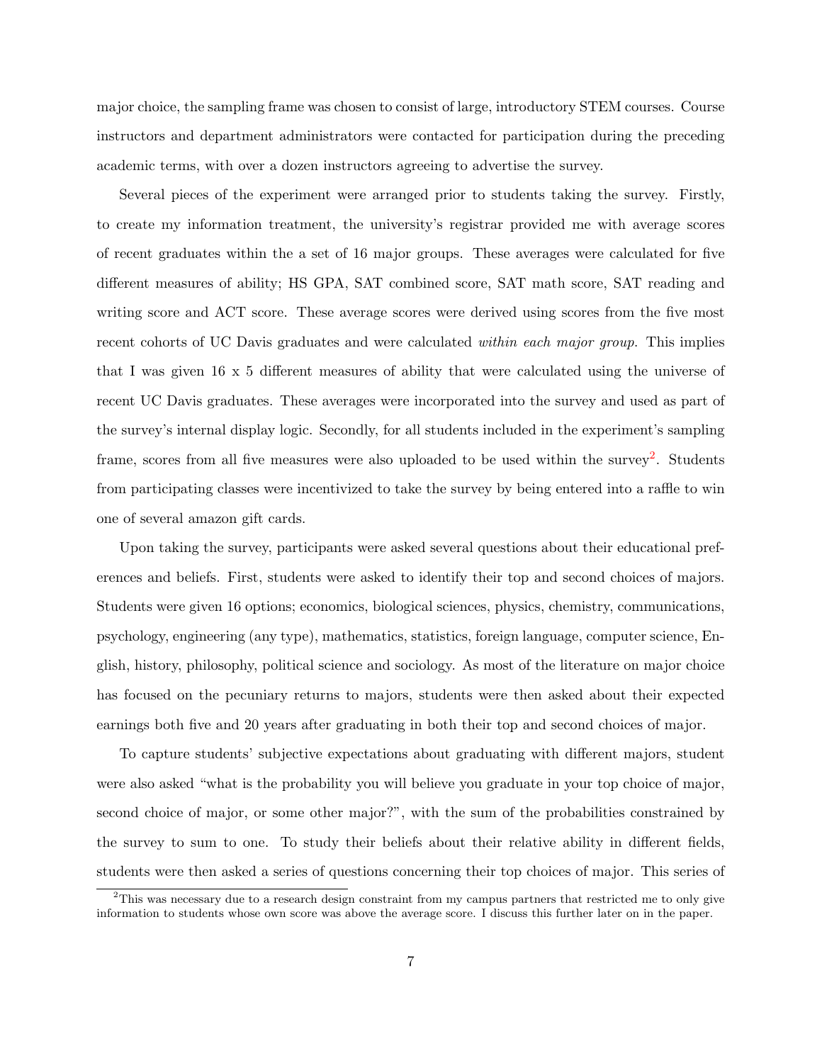major choice, the sampling frame was chosen to consist of large, introductory STEM courses. Course instructors and department administrators were contacted for participation during the preceding academic terms, with over a dozen instructors agreeing to advertise the survey.

Several pieces of the experiment were arranged prior to students taking the survey. Firstly, to create my information treatment, the university's registrar provided me with average scores of recent graduates within the a set of 16 major groups. These averages were calculated for five different measures of ability; HS GPA, SAT combined score, SAT math score, SAT reading and writing score and ACT score. These average scores were derived using scores from the five most recent cohorts of UC Davis graduates and were calculated *within each major group*. This implies that I was given 16 x 5 different measures of ability that were calculated using the universe of recent UC Davis graduates. These averages were incorporated into the survey and used as part of the survey's internal display logic. Secondly, for all students included in the experiment's sampling frame, scores from all five measures were also uploaded to be used within the survey[2]. Students from participating classes were incentivized to take the survey by being entered into a raffle to win one of several amazon gift cards.

Upon taking the survey, participants were asked several questions about their educational preferences and beliefs. First, students were asked to identify their top and second choices of majors. Students were given 16 options; economics, biological sciences, physics, chemistry, communications, psychology, engineering (any type), mathematics, statistics, foreign language, computer science, English, history, philosophy, political science and sociology. As most of the literature on major choice has focused on the pecuniary returns to majors, students were then asked about their expected earnings both five and 20 years after graduating in both their top and second choices of major.

To capture students' subjective expectations about graduating with different majors, student were also asked "what is the probability you will believe you graduate in your top choice of major, second choice of major, or some other major?", with the sum of the probabilities constrained by the survey to sum to one. To study their beliefs about their relative ability in different fields, students were then asked a series of questions concerning their top choices of major. This series of

[2] This was necessary due to a research design constraint from my campus partners that restricted me to only give information to students whose own score was above the average score. I discuss this further later on in the paper.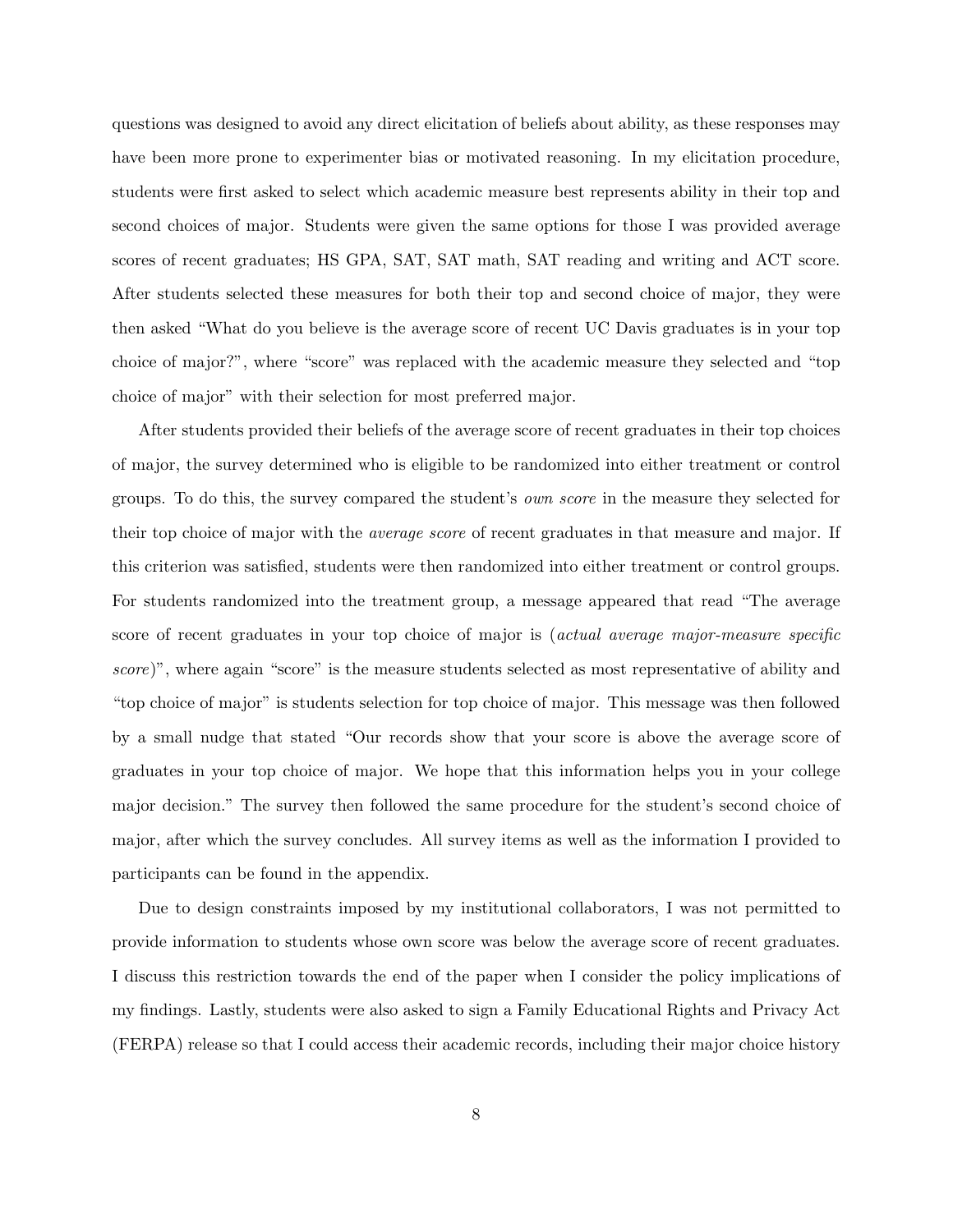questions was designed to avoid any direct elicitation of beliefs about ability, as these responses may have been more prone to experimenter bias or motivated reasoning. In my elicitation procedure, students were first asked to select which academic measure best represents ability in their top and second choices of major. Students were given the same options for those I was provided average scores of recent graduates; HS GPA, SAT, SAT math, SAT reading and writing and ACT score. After students selected these measures for both their top and second choice of major, they were then asked "What do you believe is the average score of recent UC Davis graduates is in your top choice of major?", where "score" was replaced with the academic measure they selected and "top choice of major" with their selection for most preferred major.

After students provided their beliefs of the average score of recent graduates in their top choices of major, the survey determined who is eligible to be randomized into either treatment or control groups. To do this, the survey compared the student's *own score* in the measure they selected for their top choice of major with the *average score* of recent graduates in that measure and major. If this criterion was satisfied, students were then randomized into either treatment or control groups. For students randomized into the treatment group, a message appeared that read "The average score of recent graduates in your top choice of major is (*actual average major-measure specific score*)", where again "score" is the measure students selected as most representative of ability and "top choice of major" is students selection for top choice of major. This message was then followed by a small nudge that stated "Our records show that your score is above the average score of graduates in your top choice of major. We hope that this information helps you in your college major decision." The survey then followed the same procedure for the student's second choice of major, after which the survey concludes. All survey items as well as the information I provided to participants can be found in the appendix.

Due to design constraints imposed by my institutional collaborators, I was not permitted to provide information to students whose own score was below the average score of recent graduates. I discuss this restriction towards the end of the paper when I consider the policy implications of my findings. Lastly, students were also asked to sign a Family Educational Rights and Privacy Act (FERPA) release so that I could access their academic records, including their major choice history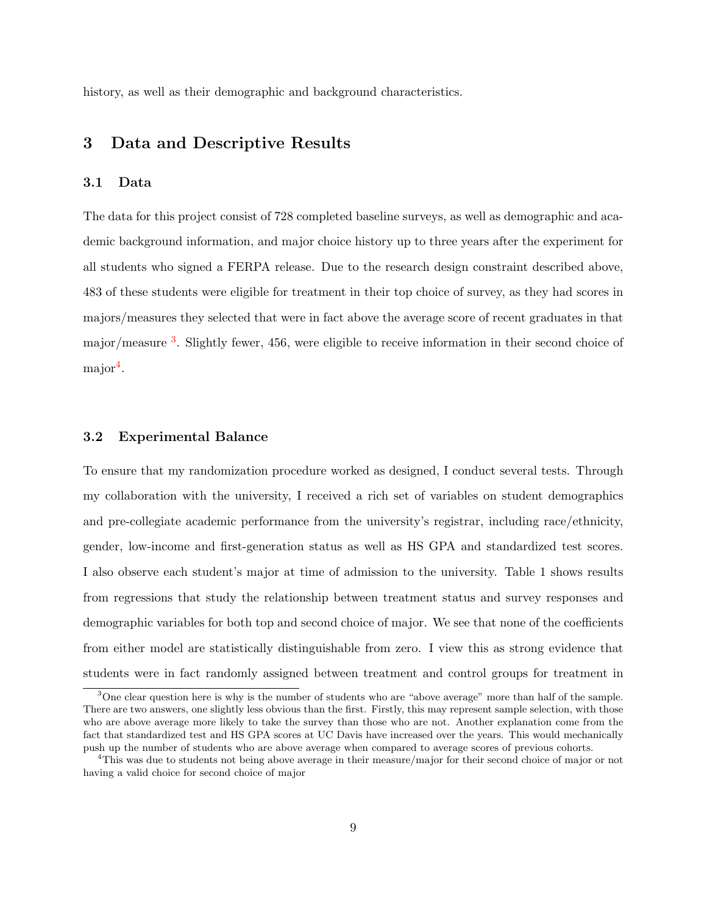history, as well as their demographic and background characteristics.

## 3 Data and Descriptive Results

### 3.1 Data

The data for this project consist of 728 completed baseline surveys, as well as demographic and academic background information, and major choice history up to three years after the experiment for all students who signed a FERPA release. Due to the research design constraint described above, 483 of these students were eligible for treatment in their top choice of survey, as they had scores in majors/measures they selected that were in fact above the average score of recent graduates in that major/measure [3]. Slightly fewer, 456, were eligible to receive information in their second choice of major[4].

### 3.2 Experimental Balance

To ensure that my randomization procedure worked as designed, I conduct several tests. Through my collaboration with the university, I received a rich set of variables on student demographics and pre-collegiate academic performance from the university's registrar, including race/ethnicity, gender, low-income and first-generation status as well as HS GPA and standardized test scores. I also observe each student's major at time of admission to the university. Table 1 shows results from regressions that study the relationship between treatment status and survey responses and demographic variables for both top and second choice of major. We see that none of the coefficients from either model are statistically distinguishable from zero. I view this as strong evidence that students were in fact randomly assigned between treatment and control groups for treatment in

[3] One clear question here is why is the number of students who are "above average" more than half of the sample. There are two answers, one slightly less obvious than the first. Firstly, this may represent sample selection, with those who are above average more likely to take the survey than those who are not. Another explanation come from the fact that standardized test and HS GPA scores at UC Davis have increased over the years. This would mechanically push up the number of students who are above average when compared to average scores of previous cohorts.

[4] This was due to students not being above average in their measure/major for their second choice of major or not having a valid choice for second choice of major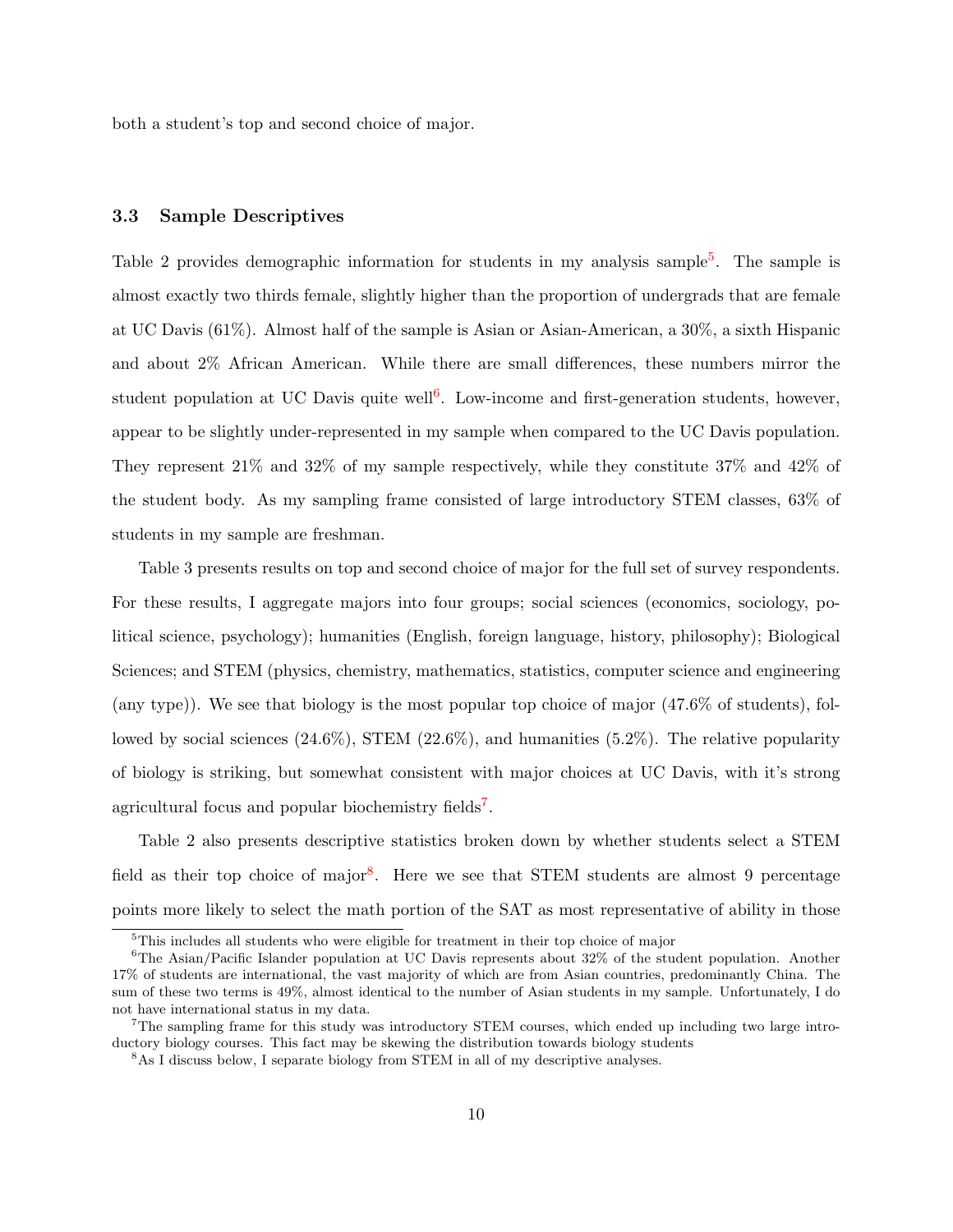both a student's top and second choice of major.

### 3.3 Sample Descriptives

Table 2 provides demographic information for students in my analysis sample[5]. The sample is almost exactly two thirds female, slightly higher than the proportion of undergrads that are female at UC Davis (61%). Almost half of the sample is Asian or Asian-American, a 30%, a sixth Hispanic and about 2% African American. While there are small differences, these numbers mirror the student population at UC Davis quite well[6]. Low-income and first-generation students, however, appear to be slightly under-represented in my sample when compared to the UC Davis population. They represent 21% and 32% of my sample respectively, while they constitute 37% and 42% of the student body. As my sampling frame consisted of large introductory STEM classes, 63% of students in my sample are freshman.

Table 3 presents results on top and second choice of major for the full set of survey respondents. For these results, I aggregate majors into four groups; social sciences (economics, sociology, political science, psychology); humanities (English, foreign language, history, philosophy); Biological Sciences; and STEM (physics, chemistry, mathematics, statistics, computer science and engineering (any type)). We see that biology is the most popular top choice of major (47.6% of students), followed by social sciences (24.6%), STEM (22.6%), and humanities (5.2%). The relative popularity of biology is striking, but somewhat consistent with major choices at UC Davis, with it's strong agricultural focus and popular biochemistry fields[7].

Table 2 also presents descriptive statistics broken down by whether students select a STEM field as their top choice of major[8]. Here we see that STEM students are almost 9 percentage points more likely to select the math portion of the SAT as most representative of ability in those

[5] This includes all students who were eligible for treatment in their top choice of major

[6] The Asian/Pacific Islander population at UC Davis represents about 32% of the student population. Another 17% of students are international, the vast majority of which are from Asian countries, predominantly China. The sum of these two terms is 49%, almost identical to the number of Asian students in my sample. Unfortunately, I do not have international status in my data.

[7] The sampling frame for this study was introductory STEM courses, which ended up including two large introductory biology courses. This fact may be skewing the distribution towards biology students

[8] As I discuss below, I separate biology from STEM in all of my descriptive analyses.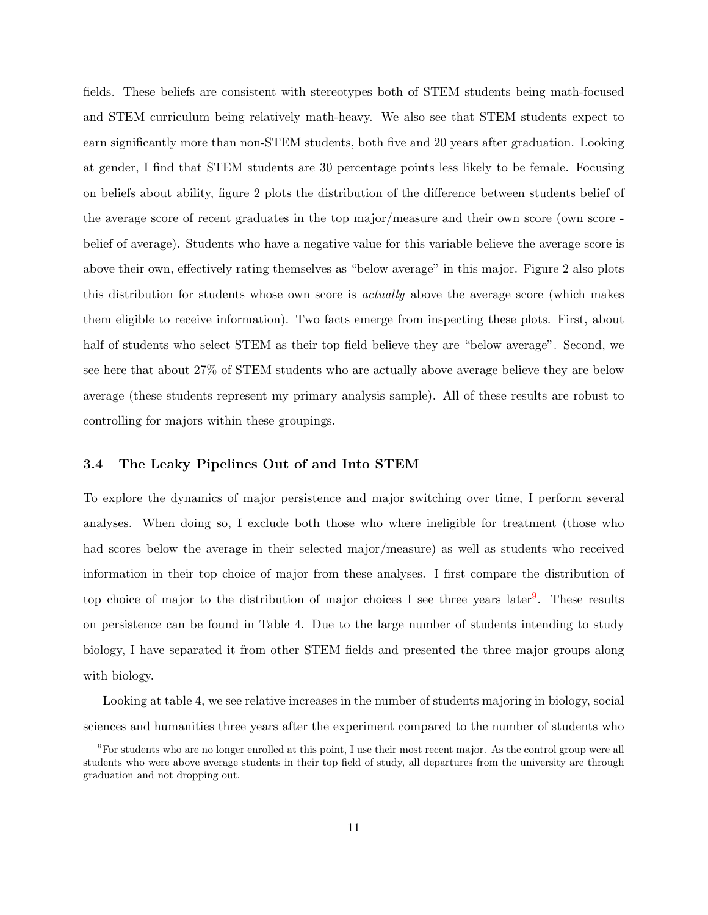fields. These beliefs are consistent with stereotypes both of STEM students being math-focused and STEM curriculum being relatively math-heavy. We also see that STEM students expect to earn significantly more than non-STEM students, both five and 20 years after graduation. Looking at gender, I find that STEM students are 30 percentage points less likely to be female. Focusing on beliefs about ability, figure 2 plots the distribution of the difference between students belief of the average score of recent graduates in the top major/measure and their own score (own score - belief of average). Students who have a negative value for this variable believe the average score is above their own, effectively rating themselves as "below average" in this major. Figure 2 also plots this distribution for students whose own score is *actually* above the average score (which makes them eligible to receive information). Two facts emerge from inspecting these plots. First, about half of students who select STEM as their top field believe they are "below average". Second, we see here that about 27% of STEM students who are actually above average believe they are below average (these students represent my primary analysis sample). All of these results are robust to controlling for majors within these groupings.

### 3.4 The Leaky Pipelines Out of and Into STEM

To explore the dynamics of major persistence and major switching over time, I perform several analyses. When doing so, I exclude both those who where ineligible for treatment (those who had scores below the average in their selected major/measure) as well as students who received information in their top choice of major from these analyses. I first compare the distribution of top choice of major to the distribution of major choices I see three years later[9]. These results on persistence can be found in Table 4. Due to the large number of students intending to study biology, I have separated it from other STEM fields and presented the three major groups along with biology.

Looking at table 4, we see relative increases in the number of students majoring in biology, social sciences and humanities three years after the experiment compared to the number of students who

[9] For students who are no longer enrolled at this point, I use their most recent major. As the control group were all students who were above average students in their top field of study, all departures from the university are through graduation and not dropping out.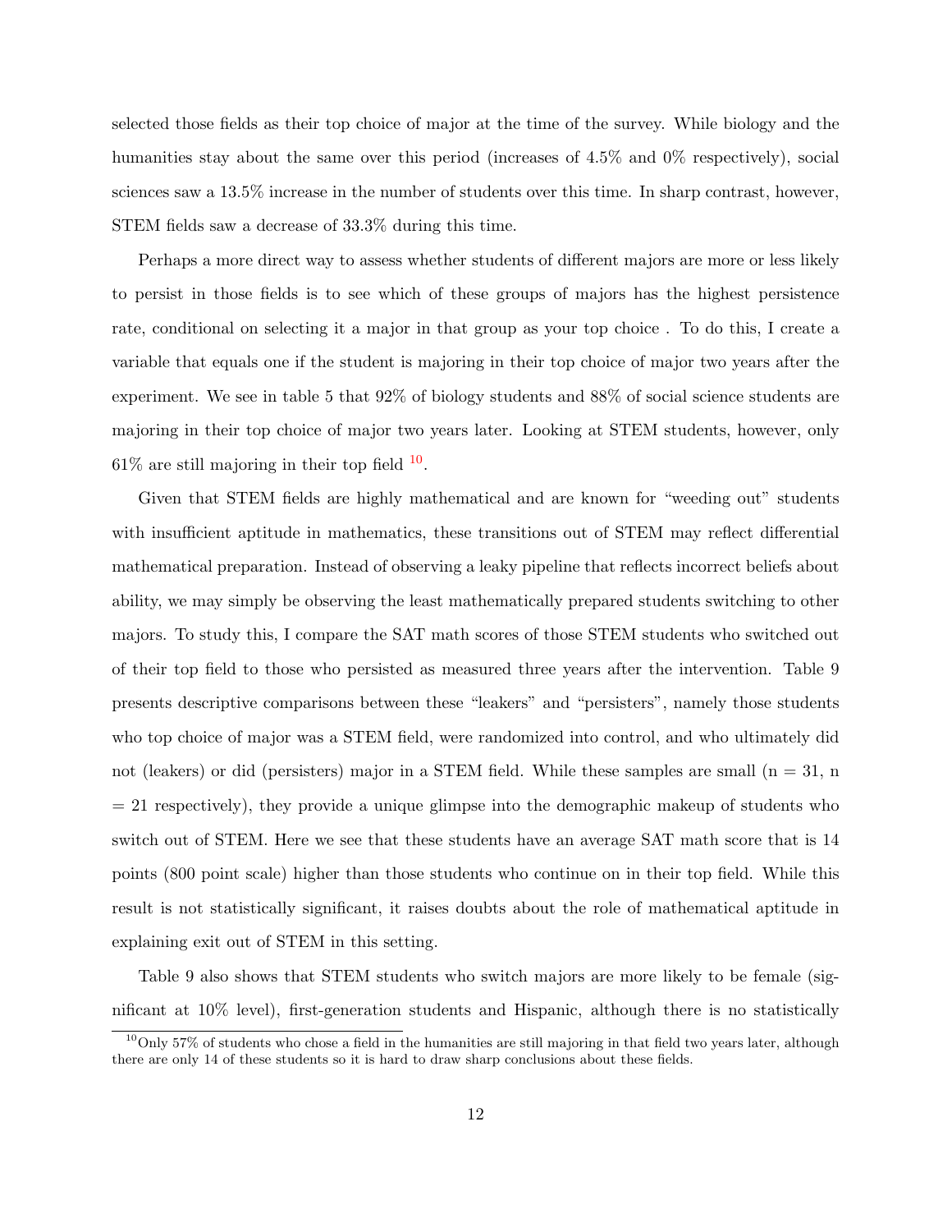selected those fields as their top choice of major at the time of the survey. While biology and the humanities stay about the same over this period (increases of 4.5% and 0% respectively), social sciences saw a 13.5% increase in the number of students over this time. In sharp contrast, however, STEM fields saw a decrease of 33.3% during this time.

Perhaps a more direct way to assess whether students of different majors are more or less likely to persist in those fields is to see which of these groups of majors has the highest persistence rate, conditional on selecting it a major in that group as your top choice . To do this, I create a variable that equals one if the student is majoring in their top choice of major two years after the experiment. We see in table 5 that 92% of biology students and 88% of social science students are majoring in their top choice of major two years later. Looking at STEM students, however, only 61% are still majoring in their top field [10].

Given that STEM fields are highly mathematical and are known for "weeding out" students with insufficient aptitude in mathematics, these transitions out of STEM may reflect differential mathematical preparation. Instead of observing a leaky pipeline that reflects incorrect beliefs about ability, we may simply be observing the least mathematically prepared students switching to other majors. To study this, I compare the SAT math scores of those STEM students who switched out of their top field to those who persisted as measured three years after the intervention. Table 9 presents descriptive comparisons between these "leakers" and "persisters", namely those students who top choice of major was a STEM field, were randomized into control, and who ultimately did not (leakers) or did (persisters) major in a STEM field. While these samples are small (n = 31, n = 21 respectively), they provide a unique glimpse into the demographic makeup of students who switch out of STEM. Here we see that these students have an average SAT math score that is 14 points (800 point scale) higher than those students who continue on in their top field. While this result is not statistically significant, it raises doubts about the role of mathematical aptitude in explaining exit out of STEM in this setting.

Table 9 also shows that STEM students who switch majors are more likely to be female (significant at 10% level), first-generation students and Hispanic, although there is no statistically

[10] Only 57% of students who chose a field in the humanities are still majoring in that field two years later, although there are only 14 of these students so it is hard to draw sharp conclusions about these fields.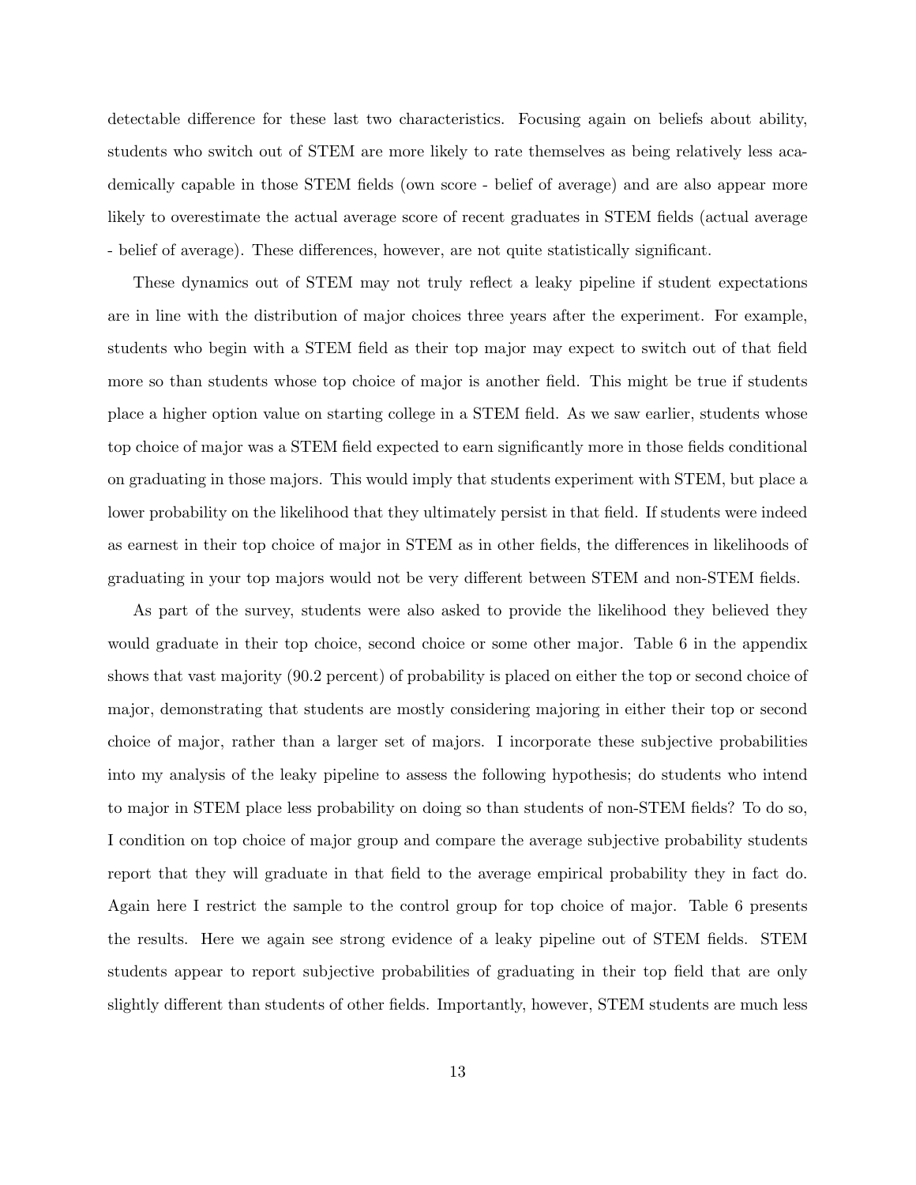detectable difference for these last two characteristics. Focusing again on beliefs about ability, students who switch out of STEM are more likely to rate themselves as being relatively less academically capable in those STEM fields (own score - belief of average) and are also appear more likely to overestimate the actual average score of recent graduates in STEM fields (actual average - belief of average). These differences, however, are not quite statistically significant.

These dynamics out of STEM may not truly reflect a leaky pipeline if student expectations are in line with the distribution of major choices three years after the experiment. For example, students who begin with a STEM field as their top major may expect to switch out of that field more so than students whose top choice of major is another field. This might be true if students place a higher option value on starting college in a STEM field. As we saw earlier, students whose top choice of major was a STEM field expected to earn significantly more in those fields conditional on graduating in those majors. This would imply that students experiment with STEM, but place a lower probability on the likelihood that they ultimately persist in that field. If students were indeed as earnest in their top choice of major in STEM as in other fields, the differences in likelihoods of graduating in your top majors would not be very different between STEM and non-STEM fields.

As part of the survey, students were also asked to provide the likelihood they believed they would graduate in their top choice, second choice or some other major. Table 6 in the appendix shows that vast majority (90.2 percent) of probability is placed on either the top or second choice of major, demonstrating that students are mostly considering majoring in either their top or second choice of major, rather than a larger set of majors. I incorporate these subjective probabilities into my analysis of the leaky pipeline to assess the following hypothesis; do students who intend to major in STEM place less probability on doing so than students of non-STEM fields? To do so, I condition on top choice of major group and compare the average subjective probability students report that they will graduate in that field to the average empirical probability they in fact do. Again here I restrict the sample to the control group for top choice of major. Table 6 presents the results. Here we again see strong evidence of a leaky pipeline out of STEM fields. STEM students appear to report subjective probabilities of graduating in their top field that are only slightly different than students of other fields. Importantly, however, STEM students are much less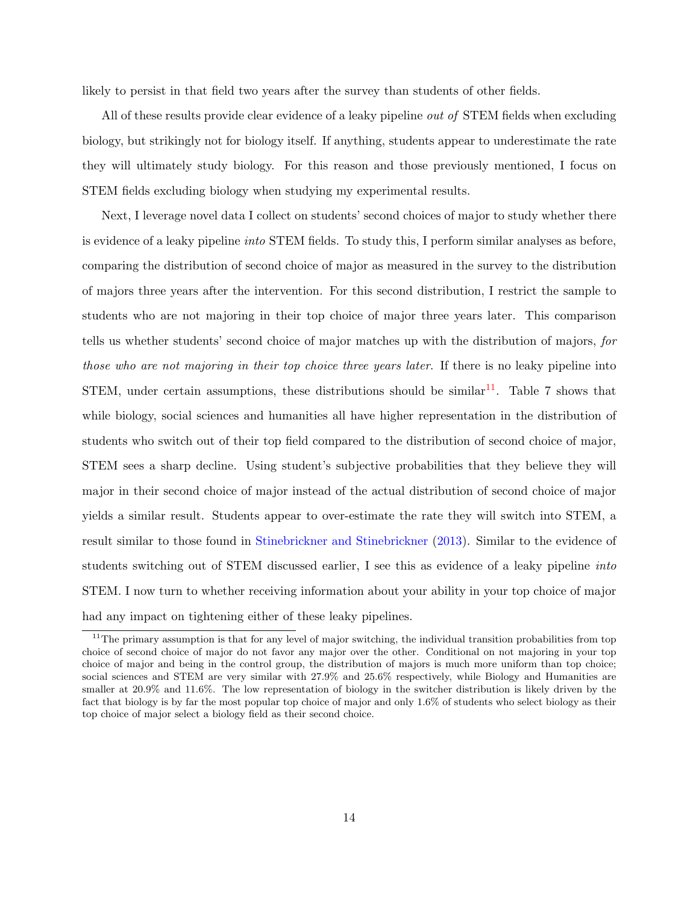likely to persist in that field two years after the survey than students of other fields.

All of these results provide clear evidence of a leaky pipeline *out of* STEM fields when excluding biology, but strikingly not for biology itself. If anything, students appear to underestimate the rate they will ultimately study biology. For this reason and those previously mentioned, I focus on STEM fields excluding biology when studying my experimental results.

Next, I leverage novel data I collect on students' second choices of major to study whether there is evidence of a leaky pipeline *into* STEM fields. To study this, I perform similar analyses as before, comparing the distribution of second choice of major as measured in the survey to the distribution of majors three years after the intervention. For this second distribution, I restrict the sample to students who are not majoring in their top choice of major three years later. This comparison tells us whether students' second choice of major matches up with the distribution of majors, *for those who are not majoring in their top choice three years later*. If there is no leaky pipeline into STEM, under certain assumptions, these distributions should be similar[11]. Table 7 shows that while biology, social sciences and humanities all have higher representation in the distribution of students who switch out of their top field compared to the distribution of second choice of major, STEM sees a sharp decline. Using student's subjective probabilities that they believe they will major in their second choice of major instead of the actual distribution of second choice of major yields a similar result. Students appear to over-estimate the rate they will switch into STEM, a result similar to those found in Stinebrickner and Stinebrickner (2013). Similar to the evidence of students switching out of STEM discussed earlier, I see this as evidence of a leaky pipeline *into* STEM. I now turn to whether receiving information about your ability in your top choice of major had any impact on tightening either of these leaky pipelines.

[11]The primary assumption is that for any level of major switching, the individual transition probabilities from top choice of second choice of major do not favor any major over the other. Conditional on not majoring in your top choice of major and being in the control group, the distribution of majors is much more uniform than top choice; social sciences and STEM are very similar with 27.9% and 25.6% respectively, while Biology and Humanities are smaller at 20.9% and 11.6%. The low representation of biology in the switcher distribution is likely driven by the fact that biology is by far the most popular top choice of major and only 1.6% of students who select biology as their top choice of major select a biology field as their second choice.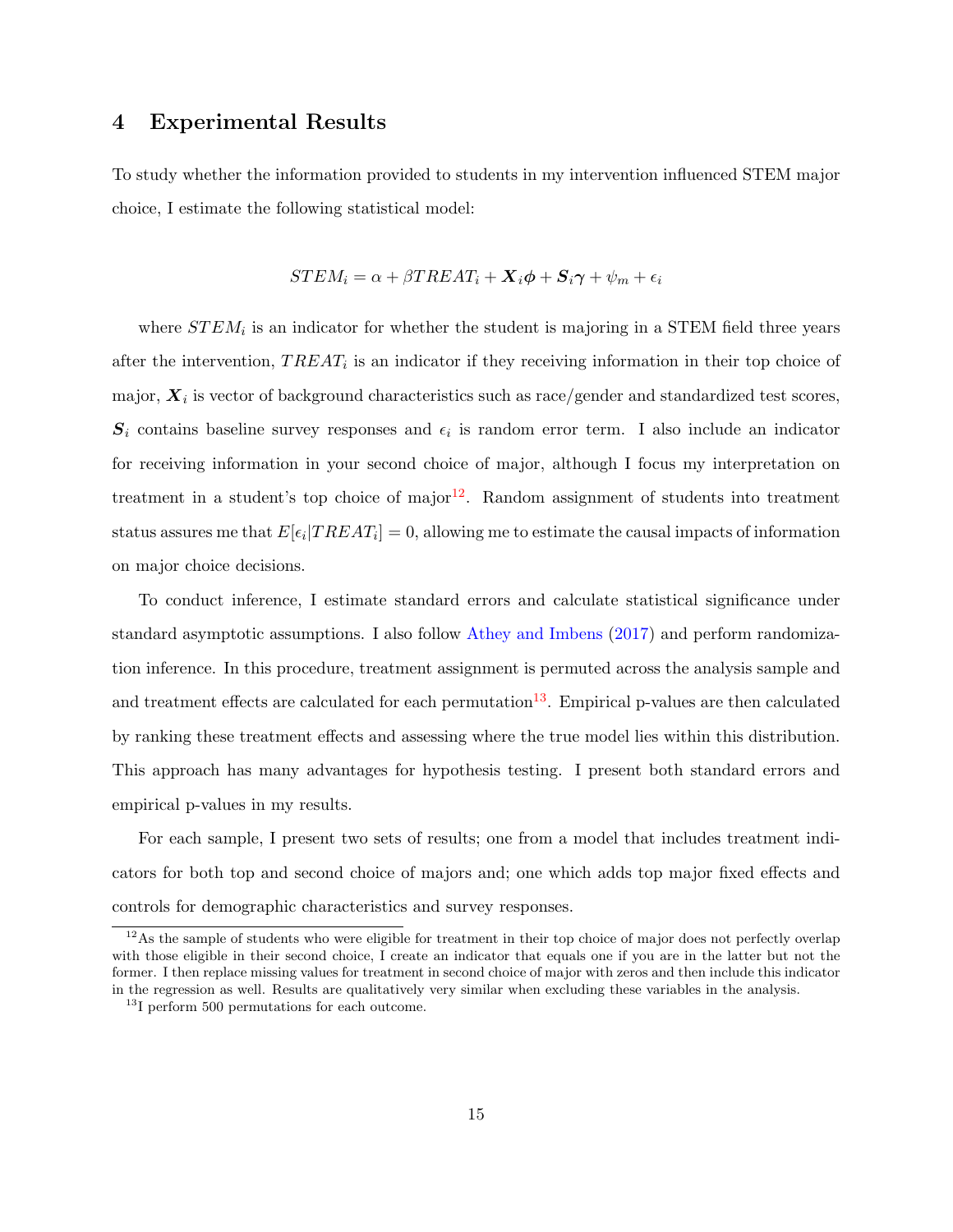## 4 Experimental Results

To study whether the information provided to students in my intervention influenced STEM major choice, I estimate the following statistical model:

$$STEM_i = \alpha + \beta TREAT_i + \boldsymbol{X}_i\boldsymbol{\phi} + \boldsymbol{S}_i\boldsymbol{\gamma} + \psi_m + \epsilon_i$$

where $STEM_i$ is an indicator for whether the student is majoring in a STEM field three years after the intervention, $TREAT_i$ is an indicator if they receiving information in their top choice of major, $\boldsymbol{X}_i$ is vector of background characteristics such as race/gender and standardized test scores, $\boldsymbol{S}_i$ contains baseline survey responses and $\epsilon_i$ is random error term. I also include an indicator for receiving information in your second choice of major, although I focus my interpretation on treatment in a student's top choice of major[12]. Random assignment of students into treatment status assures me that $E[\epsilon_i|TREAT_i] = 0$, allowing me to estimate the causal impacts of information on major choice decisions.

To conduct inference, I estimate standard errors and calculate statistical significance under standard asymptotic assumptions. I also follow Athey and Imbens (2017) and perform randomization inference. In this procedure, treatment assignment is permuted across the analysis sample and and treatment effects are calculated for each permutation[13]. Empirical p-values are then calculated by ranking these treatment effects and assessing where the true model lies within this distribution. This approach has many advantages for hypothesis testing. I present both standard errors and empirical p-values in my results.

For each sample, I present two sets of results; one from a model that includes treatment indicators for both top and second choice of majors and; one which adds top major fixed effects and controls for demographic characteristics and survey responses.

[12] As the sample of students who were eligible for treatment in their top choice of major does not perfectly overlap with those eligible in their second choice, I create an indicator that equals one if you are in the latter but not the former. I then replace missing values for treatment in second choice of major with zeros and then include this indicator in the regression as well. Results are qualitatively very similar when excluding these variables in the analysis.

[13] I perform 500 permutations for each outcome.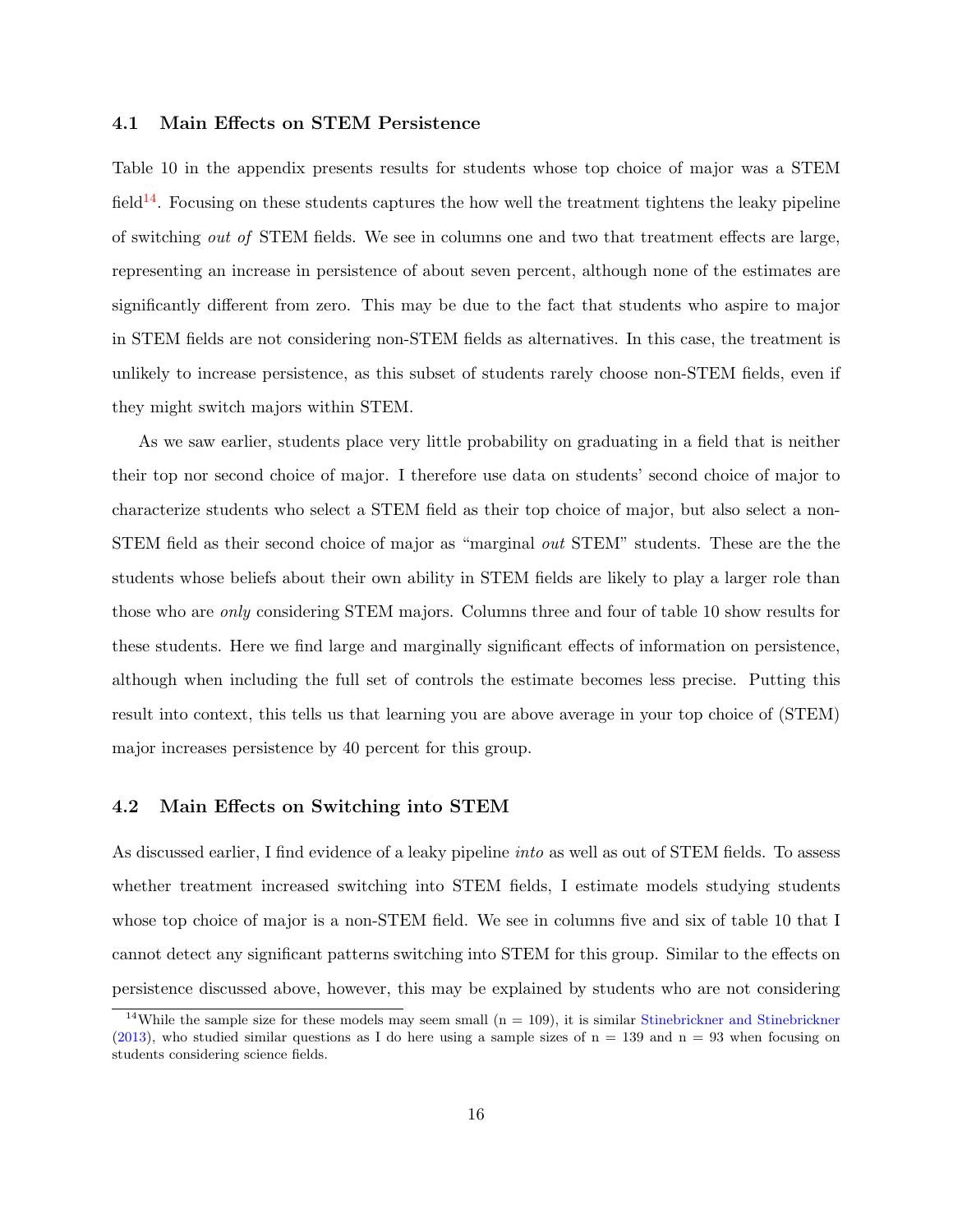### 4.1 Main Effects on STEM Persistence

Table 10 in the appendix presents results for students whose top choice of major was a STEM field[14]. Focusing on these students captures the how well the treatment tightens the leaky pipeline of switching *out of* STEM fields. We see in columns one and two that treatment effects are large, representing an increase in persistence of about seven percent, although none of the estimates are significantly different from zero. This may be due to the fact that students who aspire to major in STEM fields are not considering non-STEM fields as alternatives. In this case, the treatment is unlikely to increase persistence, as this subset of students rarely choose non-STEM fields, even if they might switch majors within STEM.

As we saw earlier, students place very little probability on graduating in a field that is neither their top nor second choice of major. I therefore use data on students' second choice of major to characterize students who select a STEM field as their top choice of major, but also select a non-STEM field as their second choice of major as "marginal *out* STEM" students. These are the the students whose beliefs about their own ability in STEM fields are likely to play a larger role than those who are *only* considering STEM majors. Columns three and four of table 10 show results for these students. Here we find large and marginally significant effects of information on persistence, although when including the full set of controls the estimate becomes less precise. Putting this result into context, this tells us that learning you are above average in your top choice of (STEM) major increases persistence by 40 percent for this group.

### 4.2 Main Effects on Switching into STEM

As discussed earlier, I find evidence of a leaky pipeline *into* as well as out of STEM fields. To assess whether treatment increased switching into STEM fields, I estimate models studying students whose top choice of major is a non-STEM field. We see in columns five and six of table 10 that I cannot detect any significant patterns switching into STEM for this group. Similar to the effects on persistence discussed above, however, this may be explained by students who are not considering

[14] While the sample size for these models may seem small (n = 109), it is similar Stinebrickner and Stinebrickner (2013), who studied similar questions as I do here using a sample sizes of n = 139 and n = 93 when focusing on students considering science fields.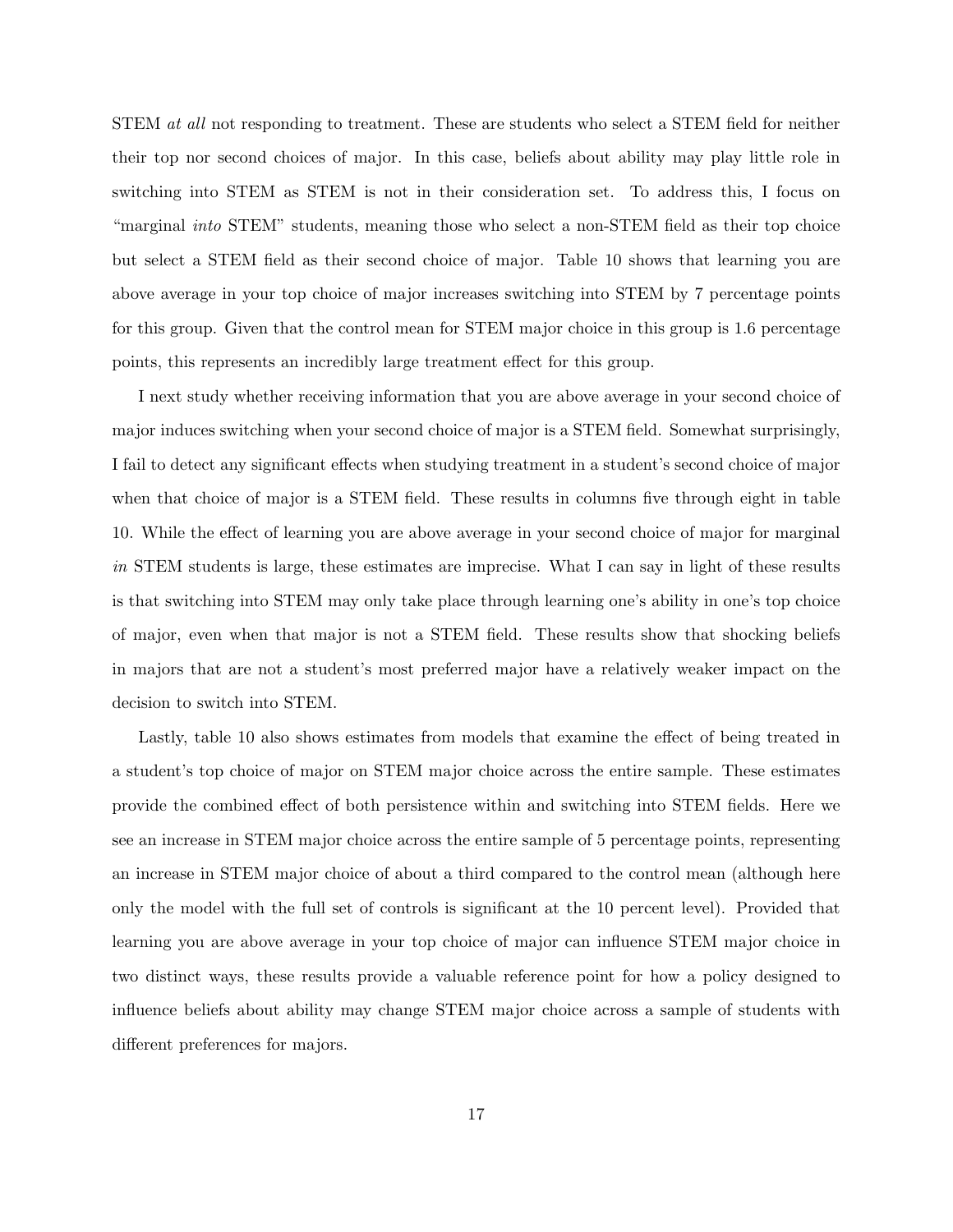STEM *at all* not responding to treatment. These are students who select a STEM field for neither their top nor second choices of major. In this case, beliefs about ability may play little role in switching into STEM as STEM is not in their consideration set. To address this, I focus on "marginal *into* STEM" students, meaning those who select a non-STEM field as their top choice but select a STEM field as their second choice of major. Table 10 shows that learning you are above average in your top choice of major increases switching into STEM by 7 percentage points for this group. Given that the control mean for STEM major choice in this group is 1.6 percentage points, this represents an incredibly large treatment effect for this group.

I next study whether receiving information that you are above average in your second choice of major induces switching when your second choice of major is a STEM field. Somewhat surprisingly, I fail to detect any significant effects when studying treatment in a student's second choice of major when that choice of major is a STEM field. These results in columns five through eight in table 10. While the effect of learning you are above average in your second choice of major for marginal *in* STEM students is large, these estimates are imprecise. What I can say in light of these results is that switching into STEM may only take place through learning one's ability in one's top choice of major, even when that major is not a STEM field. These results show that shocking beliefs in majors that are not a student's most preferred major have a relatively weaker impact on the decision to switch into STEM.

Lastly, table 10 also shows estimates from models that examine the effect of being treated in a student's top choice of major on STEM major choice across the entire sample. These estimates provide the combined effect of both persistence within and switching into STEM fields. Here we see an increase in STEM major choice across the entire sample of 5 percentage points, representing an increase in STEM major choice of about a third compared to the control mean (although here only the model with the full set of controls is significant at the 10 percent level). Provided that learning you are above average in your top choice of major can influence STEM major choice in two distinct ways, these results provide a valuable reference point for how a policy designed to influence beliefs about ability may change STEM major choice across a sample of students with different preferences for majors.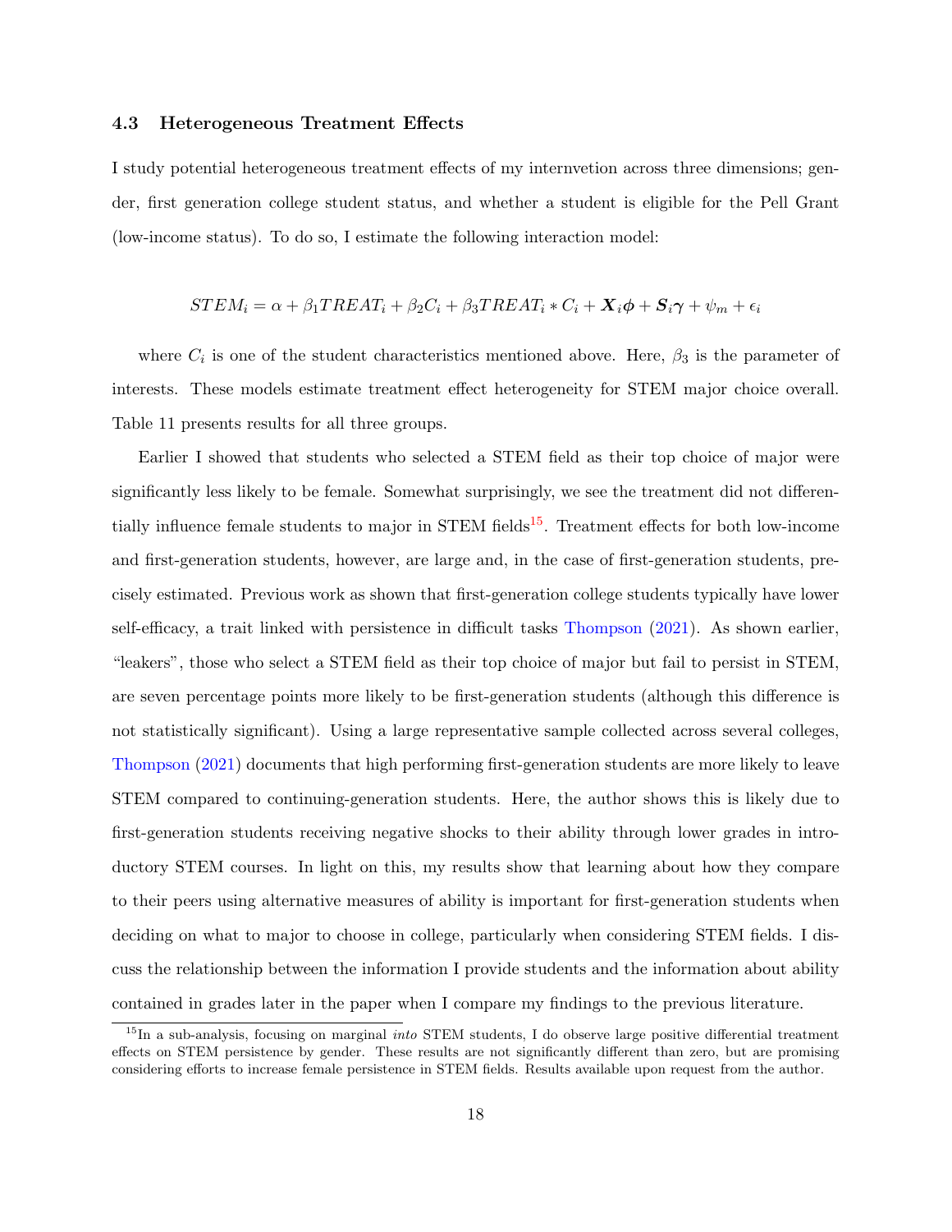### 4.3 Heterogeneous Treatment Effects

I study potential heterogeneous treatment effects of my internvetion across three dimensions; gender, first generation college student status, and whether a student is eligible for the Pell Grant (low-income status). To do so, I estimate the following interaction model:

$$STEM_i = \alpha + \beta_1 TREAT_i + \beta_2 C_i + \beta_3 TREAT_i * C_i + \boldsymbol{X}_i \boldsymbol{\phi} + \boldsymbol{S}_i \boldsymbol{\gamma} + \psi_m + \epsilon_i$$

where $C_i$ is one of the student characteristics mentioned above. Here, $\beta_3$ is the parameter of interests. These models estimate treatment effect heterogeneity for STEM major choice overall. Table 11 presents results for all three groups.

Earlier I showed that students who selected a STEM field as their top choice of major were significantly less likely to be female. Somewhat surprisingly, we see the treatment did not differentially influence female students to major in STEM fields[15]. Treatment effects for both low-income and first-generation students, however, are large and, in the case of first-generation students, precisely estimated. Previous work as shown that first-generation college students typically have lower self-efficacy, a trait linked with persistence in difficult tasks Thompson (2021). As shown earlier, "leakers", those who select a STEM field as their top choice of major but fail to persist in STEM, are seven percentage points more likely to be first-generation students (although this difference is not statistically significant). Using a large representative sample collected across several colleges, Thompson (2021) documents that high performing first-generation students are more likely to leave STEM compared to continuing-generation students. Here, the author shows this is likely due to first-generation students receiving negative shocks to their ability through lower grades in introductory STEM courses. In light on this, my results show that learning about how they compare to their peers using alternative measures of ability is important for first-generation students when deciding on what to major to choose in college, particularly when considering STEM fields. I discuss the relationship between the information I provide students and the information about ability contained in grades later in the paper when I compare my findings to the previous literature.

[15] In a sub-analysis, focusing on marginal *into* STEM students, I do observe large positive differential treatment effects on STEM persistence by gender. These results are not significantly different than zero, but are promising considering efforts to increase female persistence in STEM fields. Results available upon request from the author.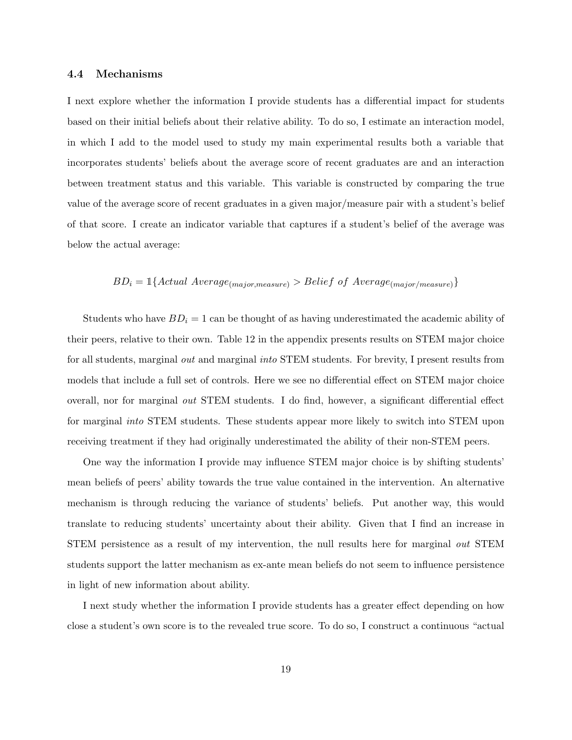### 4.4 Mechanisms

I next explore whether the information I provide students has a differential impact for students based on their initial beliefs about their relative ability. To do so, I estimate an interaction model, in which I add to the model used to study my main experimental results both a variable that incorporates students' beliefs about the average score of recent graduates are and an interaction between treatment status and this variable. This variable is constructed by comparing the true value of the average score of recent graduates in a given major/measure pair with a student's belief of that score. I create an indicator variable that captures if a student's belief of the average was below the actual average:

$$BD_i = \mathbb{1}\{Actual\ Average_{(major,measure)} > Belief\ of\ Average_{(major/measure)}\}$$

Students who have $BD_i = 1$ can be thought of as having underestimated the academic ability of their peers, relative to their own. Table 12 in the appendix presents results on STEM major choice for all students, marginal *out* and marginal *into* STEM students. For brevity, I present results from models that include a full set of controls. Here we see no differential effect on STEM major choice overall, nor for marginal *out* STEM students. I do find, however, a significant differential effect for marginal *into* STEM students. These students appear more likely to switch into STEM upon receiving treatment if they had originally underestimated the ability of their non-STEM peers.

One way the information I provide may influence STEM major choice is by shifting students' mean beliefs of peers' ability towards the true value contained in the intervention. An alternative mechanism is through reducing the variance of students' beliefs. Put another way, this would translate to reducing students' uncertainty about their ability. Given that I find an increase in STEM persistence as a result of my intervention, the null results here for marginal *out* STEM students support the latter mechanism as ex-ante mean beliefs do not seem to influence persistence in light of new information about ability.

I next study whether the information I provide students has a greater effect depending on how close a student's own score is to the revealed true score. To do so, I construct a continuous "actual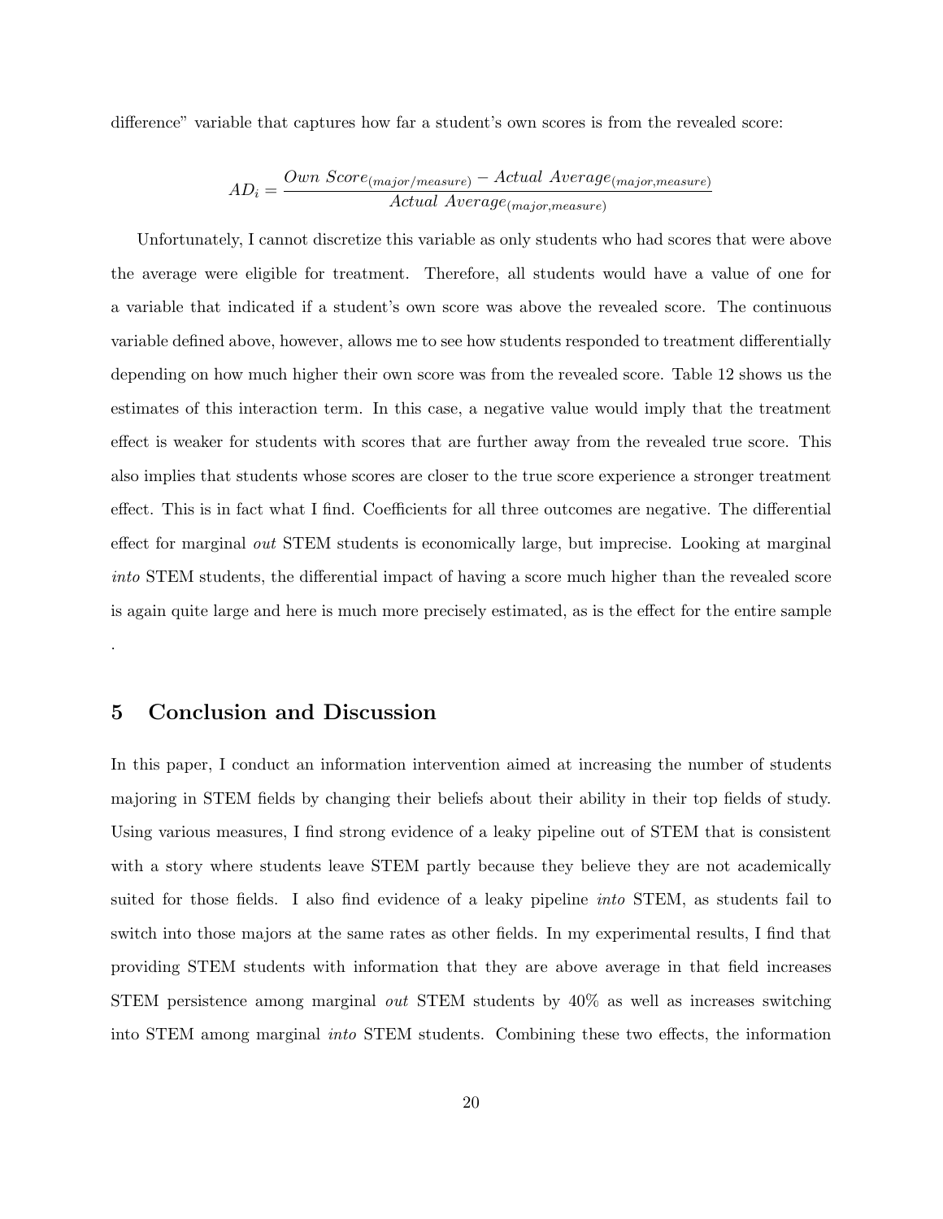difference" variable that captures how far a student's own scores is from the revealed score:

$$AD_i = \frac{Own\ Score_{(major/measure)} - Actual\ Average_{(major,measure)}}{Actual\ Average_{(major,measure)}}$$

Unfortunately, I cannot discretize this variable as only students who had scores that were above the average were eligible for treatment. Therefore, all students would have a value of one for a variable that indicated if a student's own score was above the revealed score. The continuous variable defined above, however, allows me to see how students responded to treatment differentially depending on how much higher their own score was from the revealed score. Table 12 shows us the estimates of this interaction term. In this case, a negative value would imply that the treatment effect is weaker for students with scores that are further away from the revealed true score. This also implies that students whose scores are closer to the true score experience a stronger treatment effect. This is in fact what I find. Coefficients for all three outcomes are negative. The differential effect for marginal *out* STEM students is economically large, but imprecise. Looking at marginal *into* STEM students, the differential impact of having a score much higher than the revealed score is again quite large and here is much more precisely estimated, as is the effect for the entire sample .

## 5 Conclusion and Discussion

In this paper, I conduct an information intervention aimed at increasing the number of students majoring in STEM fields by changing their beliefs about their ability in their top fields of study. Using various measures, I find strong evidence of a leaky pipeline out of STEM that is consistent with a story where students leave STEM partly because they believe they are not academically suited for those fields. I also find evidence of a leaky pipeline *into* STEM, as students fail to switch into those majors at the same rates as other fields. In my experimental results, I find that providing STEM students with information that they are above average in that field increases STEM persistence among marginal *out* STEM students by 40% as well as increases switching into STEM among marginal *into* STEM students. Combining these two effects, the information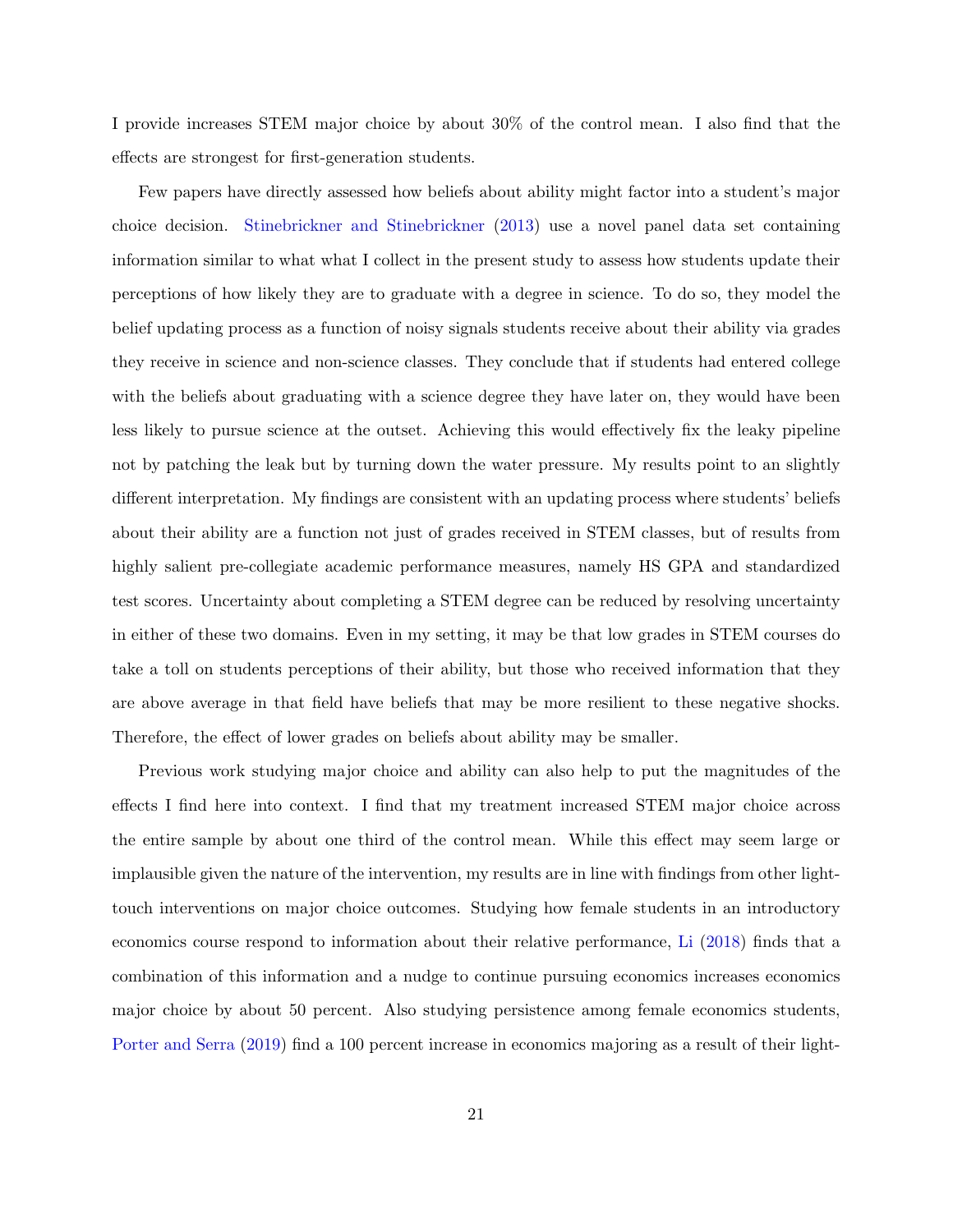I provide increases STEM major choice by about 30% of the control mean. I also find that the effects are strongest for first-generation students.

Few papers have directly assessed how beliefs about ability might factor into a student's major choice decision. Stinebrickner and Stinebrickner (2013) use a novel panel data set containing information similar to what what I collect in the present study to assess how students update their perceptions of how likely they are to graduate with a degree in science. To do so, they model the belief updating process as a function of noisy signals students receive about their ability via grades they receive in science and non-science classes. They conclude that if students had entered college with the beliefs about graduating with a science degree they have later on, they would have been less likely to pursue science at the outset. Achieving this would effectively fix the leaky pipeline not by patching the leak but by turning down the water pressure. My results point to an slightly different interpretation. My findings are consistent with an updating process where students' beliefs about their ability are a function not just of grades received in STEM classes, but of results from highly salient pre-collegiate academic performance measures, namely HS GPA and standardized test scores. Uncertainty about completing a STEM degree can be reduced by resolving uncertainty in either of these two domains. Even in my setting, it may be that low grades in STEM courses do take a toll on students perceptions of their ability, but those who received information that they are above average in that field have beliefs that may be more resilient to these negative shocks. Therefore, the effect of lower grades on beliefs about ability may be smaller.

Previous work studying major choice and ability can also help to put the magnitudes of the effects I find here into context. I find that my treatment increased STEM major choice across the entire sample by about one third of the control mean. While this effect may seem large or implausible given the nature of the intervention, my results are in line with findings from other light-touch interventions on major choice outcomes. Studying how female students in an introductory economics course respond to information about their relative performance, Li (2018) finds that a combination of this information and a nudge to continue pursuing economics increases economics major choice by about 50 percent. Also studying persistence among female economics students, Porter and Serra (2019) find a 100 percent increase in economics majoring as a result of their light-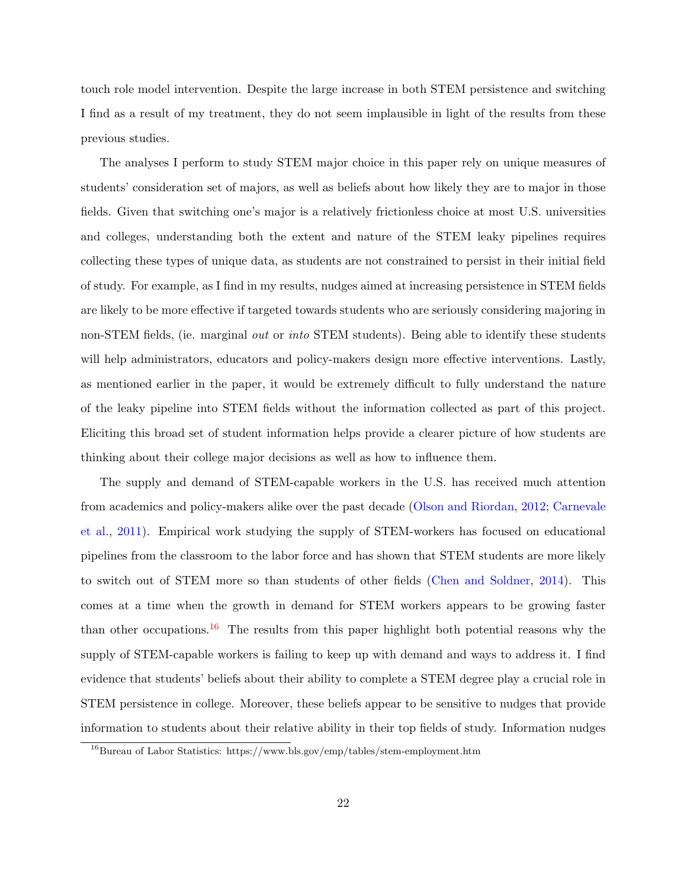touch role model intervention. Despite the large increase in both STEM persistence and switching I find as a result of my treatment, they do not seem implausible in light of the results from these previous studies.

The analyses I perform to study STEM major choice in this paper rely on unique measures of students' consideration set of majors, as well as beliefs about how likely they are to major in those fields. Given that switching one's major is a relatively frictionless choice at most U.S. universities and colleges, understanding both the extent and nature of the STEM leaky pipelines requires collecting these types of unique data, as students are not constrained to persist in their initial field of study. For example, as I find in my results, nudges aimed at increasing persistence in STEM fields are likely to be more effective if targeted towards students who are seriously considering majoring in non-STEM fields, (ie. marginal *out* or *into* STEM students). Being able to identify these students will help administrators, educators and policy-makers design more effective interventions. Lastly, as mentioned earlier in the paper, it would be extremely difficult to fully understand the nature of the leaky pipeline into STEM fields without the information collected as part of this project. Eliciting this broad set of student information helps provide a clearer picture of how students are thinking about their college major decisions as well as how to influence them.

The supply and demand of STEM-capable workers in the U.S. has received much attention from academics and policy-makers alike over the past decade (Olson and Riordan, 2012; Carnevale et al., 2011). Empirical work studying the supply of STEM-workers has focused on educational pipelines from the classroom to the labor force and has shown that STEM students are more likely to switch out of STEM more so than students of other fields (Chen and Soldner, 2014). This comes at a time when the growth in demand for STEM workers appears to be growing faster than other occupations.[16] The results from this paper highlight both potential reasons why the supply of STEM-capable workers is failing to keep up with demand and ways to address it. I find evidence that students' beliefs about their ability to complete a STEM degree play a crucial role in STEM persistence in college. Moreover, these beliefs appear to be sensitive to nudges that provide information to students about their relative ability in their top fields of study. Information nudges

[16] Bureau of Labor Statistics: https://www.bls.gov/emp/tables/stem-employment.htm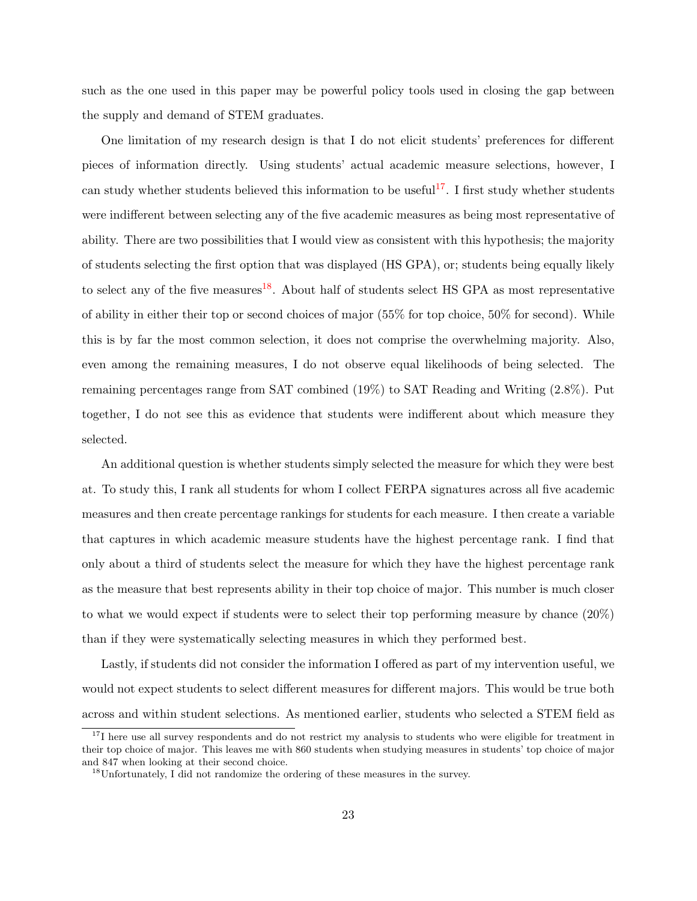such as the one used in this paper may be powerful policy tools used in closing the gap between the supply and demand of STEM graduates.

One limitation of my research design is that I do not elicit students' preferences for different pieces of information directly. Using students' actual academic measure selections, however, I can study whether students believed this information to be useful[17]. I first study whether students were indifferent between selecting any of the five academic measures as being most representative of ability. There are two possibilities that I would view as consistent with this hypothesis; the majority of students selecting the first option that was displayed (HS GPA), or; students being equally likely to select any of the five measures[18]. About half of students select HS GPA as most representative of ability in either their top or second choices of major (55% for top choice, 50% for second). While this is by far the most common selection, it does not comprise the overwhelming majority. Also, even among the remaining measures, I do not observe equal likelihoods of being selected. The remaining percentages range from SAT combined (19%) to SAT Reading and Writing (2.8%). Put together, I do not see this as evidence that students were indifferent about which measure they selected.

An additional question is whether students simply selected the measure for which they were best at. To study this, I rank all students for whom I collect FERPA signatures across all five academic measures and then create percentage rankings for students for each measure. I then create a variable that captures in which academic measure students have the highest percentage rank. I find that only about a third of students select the measure for which they have the highest percentage rank as the measure that best represents ability in their top choice of major. This number is much closer to what we would expect if students were to select their top performing measure by chance (20%) than if they were systematically selecting measures in which they performed best.

Lastly, if students did not consider the information I offered as part of my intervention useful, we would not expect students to select different measures for different majors. This would be true both across and within student selections. As mentioned earlier, students who selected a STEM field as

[17] I here use all survey respondents and do not restrict my analysis to students who were eligible for treatment in their top choice of major. This leaves me with 860 students when studying measures in students' top choice of major and 847 when looking at their second choice.

[18] Unfortunately, I did not randomize the ordering of these measures in the survey.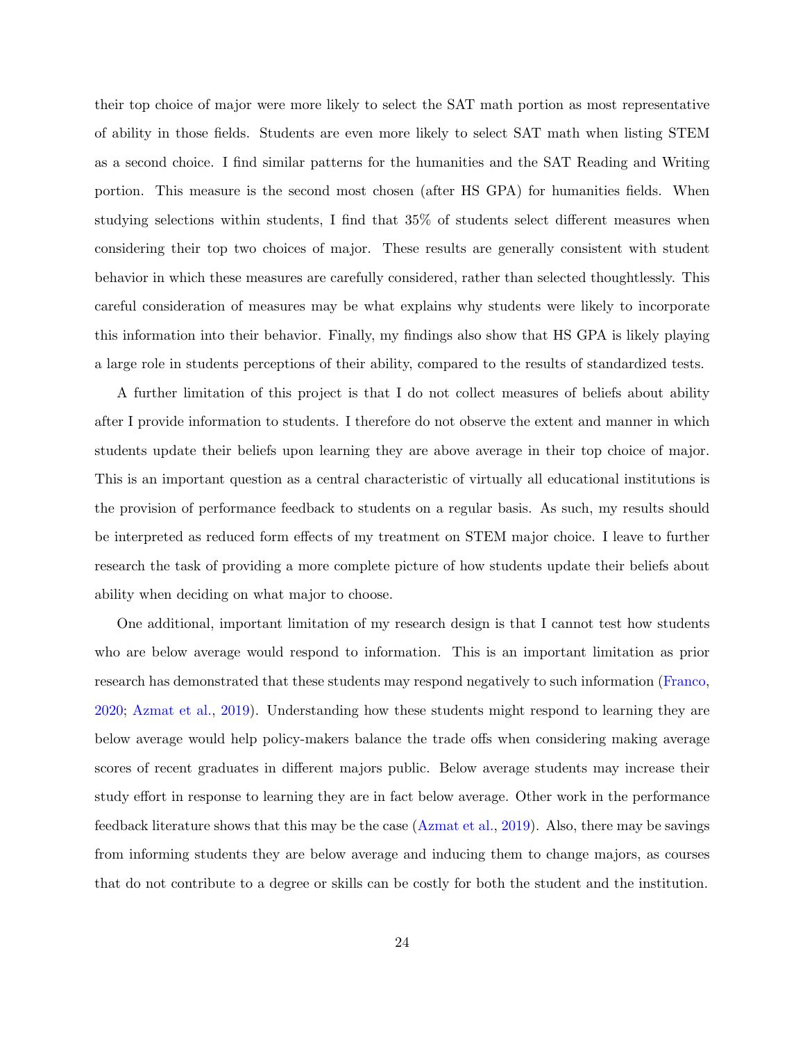their top choice of major were more likely to select the SAT math portion as most representative of ability in those fields. Students are even more likely to select SAT math when listing STEM as a second choice. I find similar patterns for the humanities and the SAT Reading and Writing portion. This measure is the second most chosen (after HS GPA) for humanities fields. When studying selections within students, I find that 35% of students select different measures when considering their top two choices of major. These results are generally consistent with student behavior in which these measures are carefully considered, rather than selected thoughtlessly. This careful consideration of measures may be what explains why students were likely to incorporate this information into their behavior. Finally, my findings also show that HS GPA is likely playing a large role in students perceptions of their ability, compared to the results of standardized tests.

A further limitation of this project is that I do not collect measures of beliefs about ability after I provide information to students. I therefore do not observe the extent and manner in which students update their beliefs upon learning they are above average in their top choice of major. This is an important question as a central characteristic of virtually all educational institutions is the provision of performance feedback to students on a regular basis. As such, my results should be interpreted as reduced form effects of my treatment on STEM major choice. I leave to further research the task of providing a more complete picture of how students update their beliefs about ability when deciding on what major to choose.

One additional, important limitation of my research design is that I cannot test how students who are below average would respond to information. This is an important limitation as prior research has demonstrated that these students may respond negatively to such information (Franco, 2020; Azmat et al., 2019). Understanding how these students might respond to learning they are below average would help policy-makers balance the trade offs when considering making average scores of recent graduates in different majors public. Below average students may increase their study effort in response to learning they are in fact below average. Other work in the performance feedback literature shows that this may be the case (Azmat et al., 2019). Also, there may be savings from informing students they are below average and inducing them to change majors, as courses that do not contribute to a degree or skills can be costly for both the student and the institution.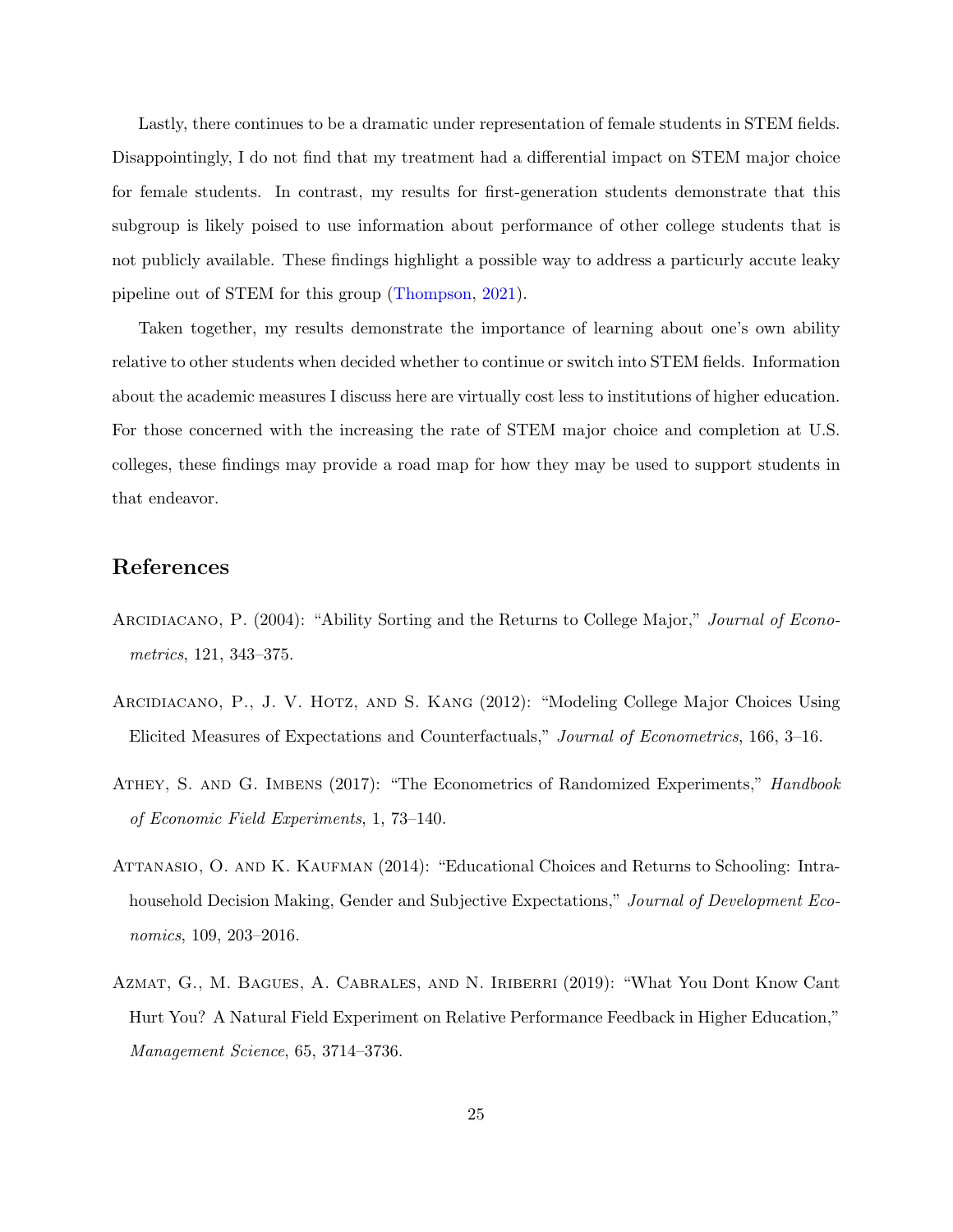Lastly, there continues to be a dramatic under representation of female students in STEM fields. Disappointingly, I do not find that my treatment had a differential impact on STEM major choice for female students. In contrast, my results for first-generation students demonstrate that this subgroup is likely poised to use information about performance of other college students that is not publicly available. These findings highlight a possible way to address a particurly accute leaky pipeline out of STEM for this group (Thompson, 2021).

Taken together, my results demonstrate the importance of learning about one's own ability relative to other students when decided whether to continue or switch into STEM fields. Information about the academic measures I discuss here are virtually cost less to institutions of higher education. For those concerned with the increasing the rate of STEM major choice and completion at U.S. colleges, these findings may provide a road map for how they may be used to support students in that endeavor.

## References

Arcidiacono, P. (2004): "Ability Sorting and the Returns to College Major," *Journal of Econometrics*, 121, 343–375.

Arcidiacono, P., J. V. Hotz, and S. Kang (2012): "Modeling College Major Choices Using Elicited Measures of Expectations and Counterfactuals," *Journal of Econometrics*, 166, 3–16.

Athey, S. and G. Imbens (2017): "The Econometrics of Randomized Experiments," *Handbook of Economic Field Experiments*, 1, 73–140.

Attanasio, O. and K. Kaufman (2014): "Educational Choices and Returns to Schooling: Intrahousehold Decision Making, Gender and Subjective Expectations," *Journal of Development Economics*, 109, 203–2016.

Azmat, G., M. Bagues, A. Cabrales, and N. Iriberri (2019): "What You Dont Know Cant Hurt You? A Natural Field Experiment on Relative Performance Feedback in Higher Education," *Management Science*, 65, 3714–3736.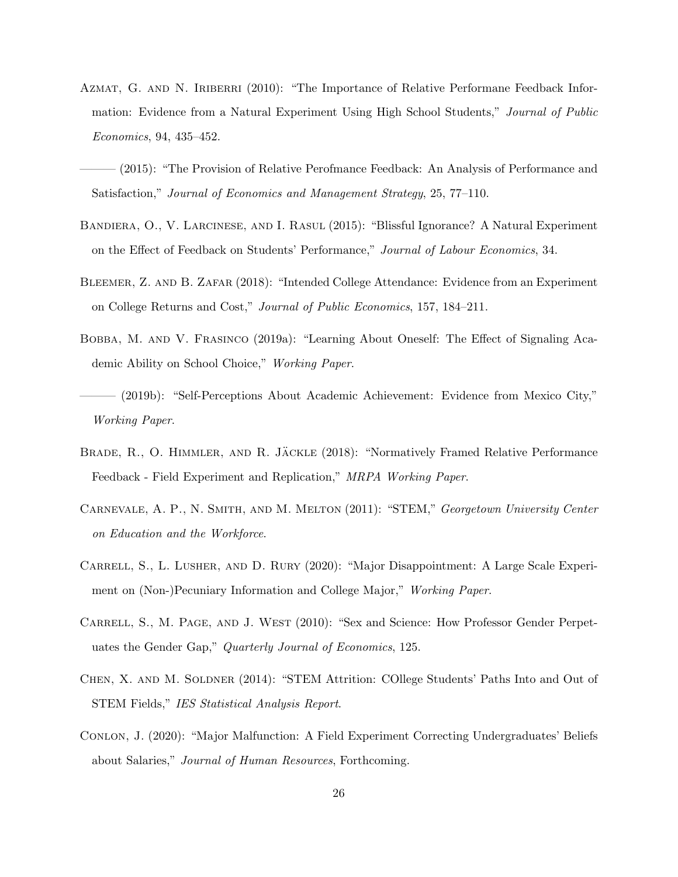Azmat, G. and N. Iriberri (2010): "The Importance of Relative Performane Feedback Information: Evidence from a Natural Experiment Using High School Students," *Journal of Public Economics*, 94, 435–452.

——— (2015): "The Provision of Relative Perofmance Feedback: An Analysis of Performance and Satisfaction," *Journal of Economics and Management Strategy*, 25, 77–110.

Bandiera, O., V. Larcinese, and I. Rasul (2015): "Blissful Ignorance? A Natural Experiment on the Effect of Feedback on Students' Performance," *Journal of Labour Economics*, 34.

Bleemer, Z. and B. Zafar (2018): "Intended College Attendance: Evidence from an Experiment on College Returns and Cost," *Journal of Public Economics*, 157, 184–211.

Bobba, M. and V. Frasinco (2019a): "Learning About Oneself: The Effect of Signaling Academic Ability on School Choice," *Working Paper*.

——— (2019b): "Self-Perceptions About Academic Achievement: Evidence from Mexico City," *Working Paper*.

Brade, R., O. Himmler, and R. Jäckle (2018): "Normatively Framed Relative Performance Feedback - Field Experiment and Replication," *MRPA Working Paper*.

Carnevale, A. P., N. Smith, and M. Melton (2011): "STEM," *Georgetown University Center on Education and the Workforce*.

Carrell, S., L. Lusher, and D. Rury (2020): "Major Disappointment: A Large Scale Experiment on (Non-)Pecuniary Information and College Major," *Working Paper*.

Carrell, S., M. Page, and J. West (2010): "Sex and Science: How Professor Gender Perpetuates the Gender Gap," *Quarterly Journal of Economics*, 125.

Chen, X. and M. Soldner (2014): "STEM Attrition: COllege Students' Paths Into and Out of STEM Fields," *IES Statistical Analysis Report*.

Conlon, J. (2020): "Major Malfunction: A Field Experiment Correcting Undergraduates' Beliefs about Salaries," *Journal of Human Resources*, Forthcoming.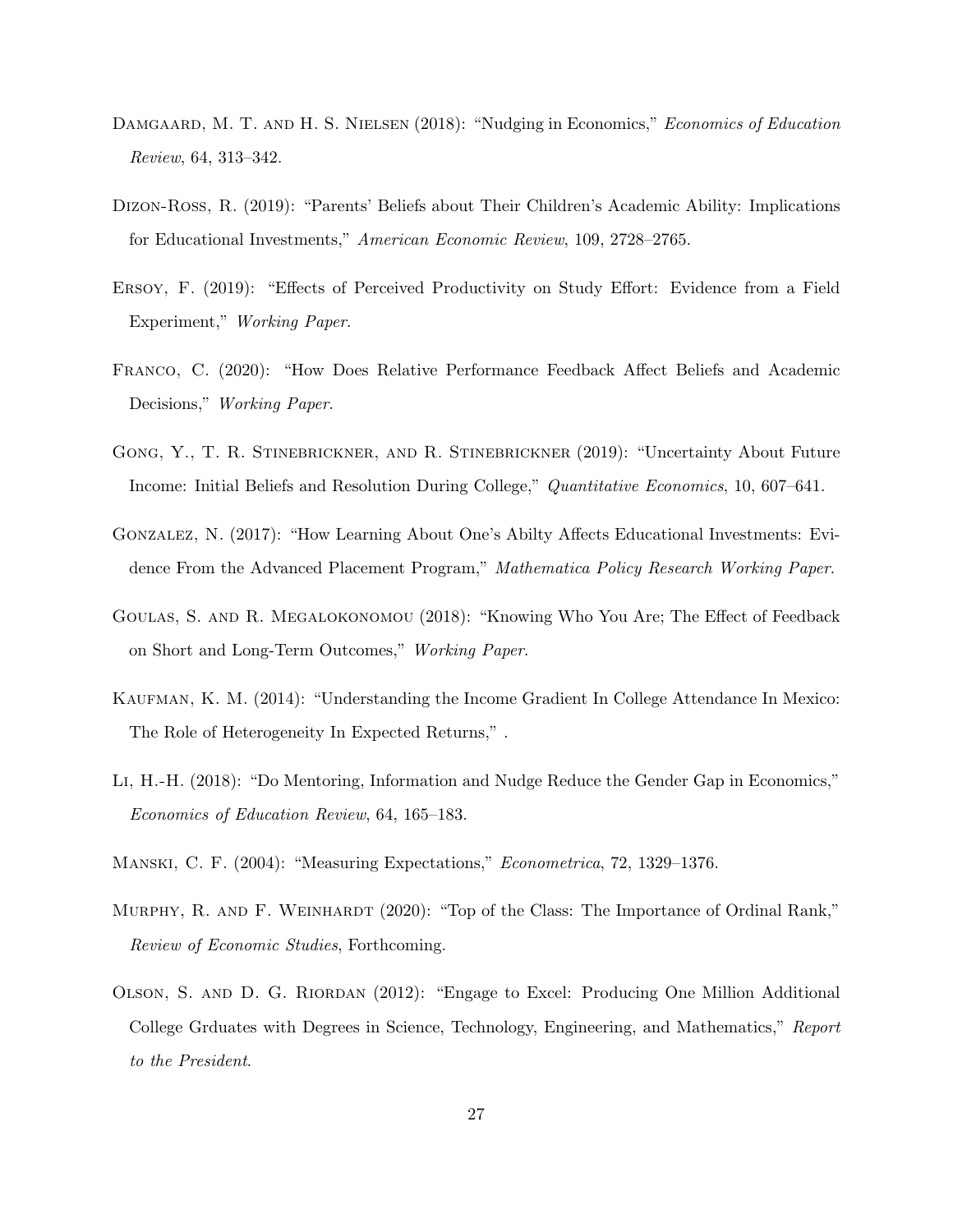Damgaard, M. T. and H. S. Nielsen (2018): "Nudging in Economics," *Economics of Education Review*, 64, 313–342.

Dizon-Ross, R. (2019): "Parents' Beliefs about Their Children's Academic Ability: Implications for Educational Investments," *American Economic Review*, 109, 2728–2765.

Ersoy, F. (2019): "Effects of Perceived Productivity on Study Effort: Evidence from a Field Experiment," *Working Paper*.

Franco, C. (2020): "How Does Relative Performance Feedback Affect Beliefs and Academic Decisions," *Working Paper*.

Gong, Y., T. R. Stinebrickner, and R. Stinebrickner (2019): "Uncertainty About Future Income: Initial Beliefs and Resolution During College," *Quantitative Economics*, 10, 607–641.

Gonzalez, N. (2017): "How Learning About One's Abilty Affects Educational Investments: Evidence From the Advanced Placement Program," *Mathematica Policy Research Working Paper*.

Goulas, S. and R. Megalokonomou (2018): "Knowing Who You Are; The Effect of Feedback on Short and Long-Term Outcomes," *Working Paper*.

Kaufman, K. M. (2014): "Understanding the Income Gradient In College Attendance In Mexico: The Role of Heterogeneity In Expected Returns," .

Li, H.-H. (2018): "Do Mentoring, Information and Nudge Reduce the Gender Gap in Economics," *Economics of Education Review*, 64, 165–183.

Manski, C. F. (2004): "Measuring Expectations," *Econometrica*, 72, 1329–1376.

Murphy, R. and F. Weinhardt (2020): "Top of the Class: The Importance of Ordinal Rank," *Review of Economic Studies*, Forthcoming.

Olson, S. and D. G. Riordan (2012): "Engage to Excel: Producing One Million Additional College Grduates with Degrees in Science, Technology, Engineering, and Mathematics," *Report to the President*.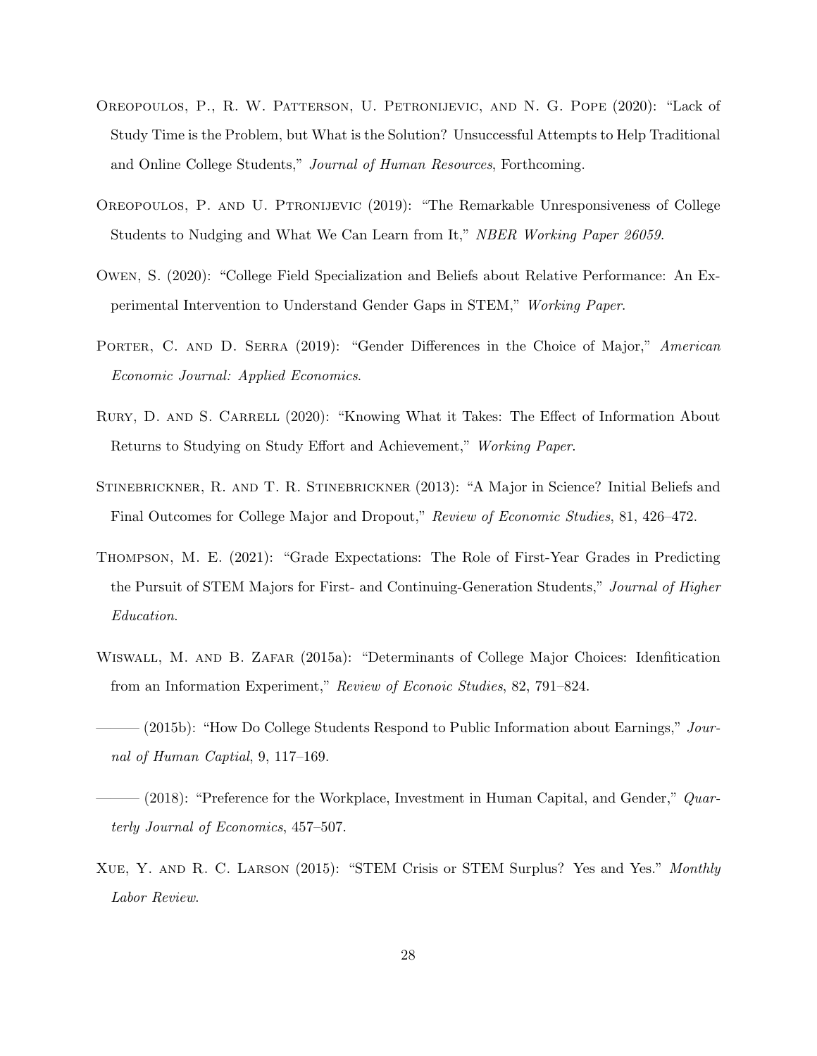Oreopoulos, P., R. W. Patterson, U. Petronijevic, and N. G. Pope (2020): "Lack of Study Time is the Problem, but What is the Solution? Unsuccessful Attempts to Help Traditional and Online College Students," *Journal of Human Resources*, Forthcoming.

Oreopoulos, P. and U. Ptronijevic (2019): "The Remarkable Unresponsiveness of College Students to Nudging and What We Can Learn from It," *NBER Working Paper 26059*.

Owen, S. (2020): "College Field Specialization and Beliefs about Relative Performance: An Experimental Intervention to Understand Gender Gaps in STEM," *Working Paper*.

Porter, C. and D. Serra (2019): "Gender Differences in the Choice of Major," *American Economic Journal: Applied Economics*.

Rury, D. and S. Carrell (2020): "Knowing What it Takes: The Effect of Information About Returns to Studying on Study Effort and Achievement," *Working Paper*.

Stinebrickner, R. and T. R. Stinebrickner (2013): "A Major in Science? Initial Beliefs and Final Outcomes for College Major and Dropout," *Review of Economic Studies*, 81, 426–472.

Thompson, M. E. (2021): "Grade Expectations: The Role of First-Year Grades in Predicting the Pursuit of STEM Majors for First- and Continuing-Generation Students," *Journal of Higher Education*.

Wiswall, M. and B. Zafar (2015a): "Determinants of College Major Choices: Idenfitication from an Information Experiment," *Review of Econoic Studies*, 82, 791–824.

——— (2015b): "How Do College Students Respond to Public Information about Earnings," *Journal of Human Captial*, 9, 117–169.

——— (2018): "Preference for the Workplace, Investment in Human Capital, and Gender," *Quarterly Journal of Economics*, 457–507.

Xue, Y. and R. C. Larson (2015): "STEM Crisis or STEM Surplus? Yes and Yes." *Monthly Labor Review*.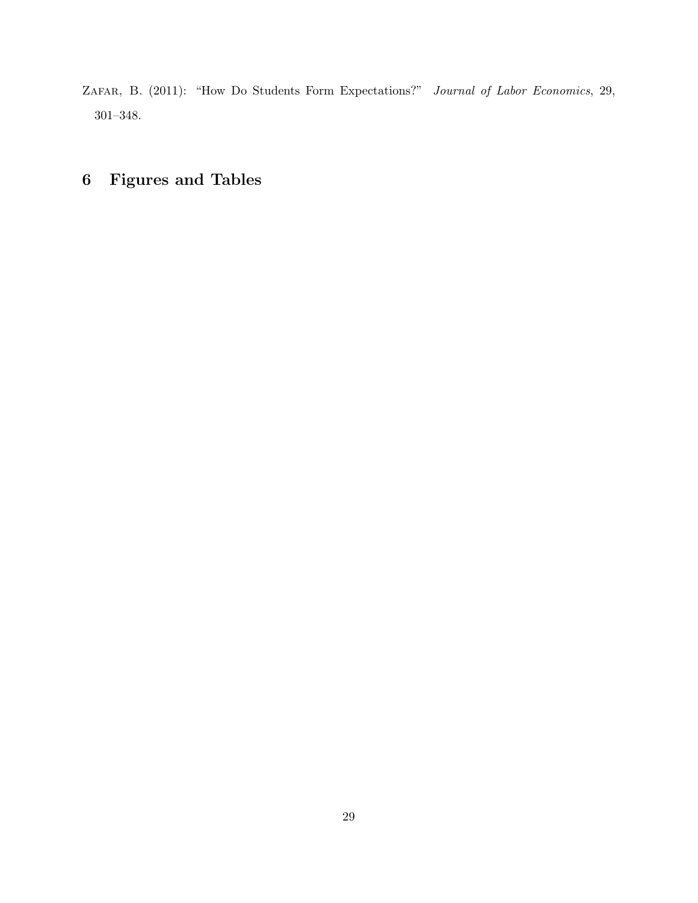Zafar, B. (2011): "How Do Students Form Expectations?" *Journal of Labor Economics*, 29, 301–348.

# 6 Figures and Tables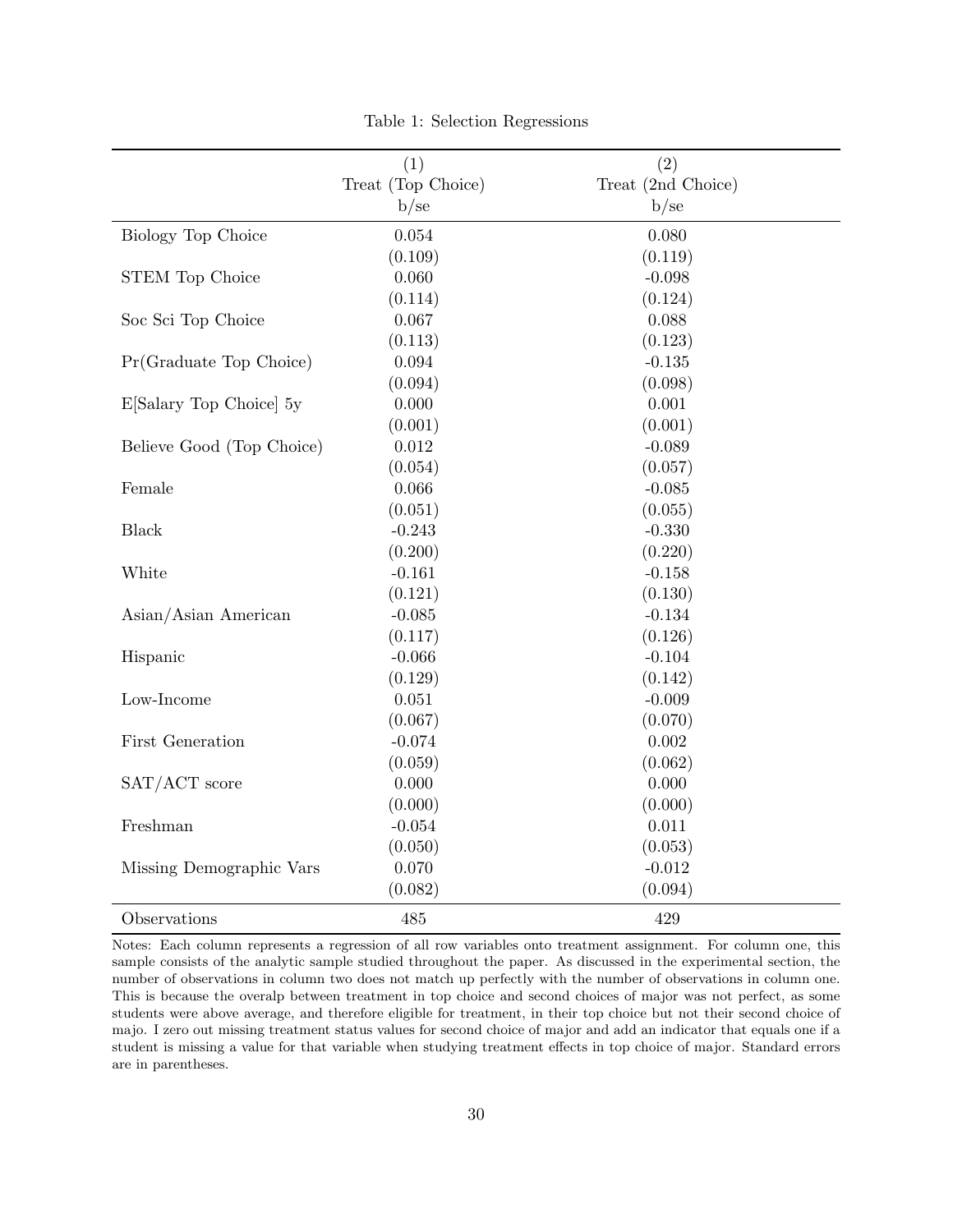Table 1: Selection Regressions

| | (1)<br>Treat (Top Choice)<br>b/se | (2)<br>Treat (2nd Choice)<br>b/se |
|---|---|---|
| Biology Top Choice | 0.054 | 0.080 |
| | (0.109) | (0.119) |
| STEM Top Choice | 0.060 | -0.098 |
| | (0.114) | (0.124) |
| Soc Sci Top Choice | 0.067 | 0.088 |
| | (0.113) | (0.123) |
| Pr(Graduate Top Choice) | 0.094 | -0.135 |
| | (0.094) | (0.098) |
| E[Salary Top Choice] 5y | 0.000 | 0.001 |
| | (0.001) | (0.001) |
| Believe Good (Top Choice) | 0.012 | -0.089 |
| | (0.054) | (0.057) |
| Female | 0.066 | -0.085 |
| | (0.051) | (0.055) |
| Black | -0.243 | -0.330 |
| | (0.200) | (0.220) |
| White | -0.161 | -0.158 |
| | (0.121) | (0.130) |
| Asian/Asian American | -0.085 | -0.134 |
| | (0.117) | (0.126) |
| Hispanic | -0.066 | -0.104 |
| | (0.129) | (0.142) |
| Low-Income | 0.051 | -0.009 |
| | (0.067) | (0.070) |
| First Generation | -0.074 | 0.002 |
| | (0.059) | (0.062) |
| SAT/ACT score | 0.000 | 0.000 |
| | (0.000) | (0.000) |
| Freshman | -0.054 | 0.011 |
| | (0.050) | (0.053) |
| Missing Demographic Vars | 0.070 | -0.012 |
| | (0.082) | (0.094) |
| Observations | 485 | 429 |

Notes: Each column represents a regression of all row variables onto treatment assignment. For column one, this sample consists of the analytic sample studied throughout the paper. As discussed in the experimental section, the number of observations in column two does not match up perfectly with the number of observations in column one. This is because the overalp between treatment in top choice and second choices of major was not perfect, as some students were above average, and therefore eligible for treatment, in their top choice but not their second choice of majo. I zero out missing treatment status values for second choice of major and add an indicator that equals one if a student is missing a value for that variable when studying treatment effects in top choice of major. Standard errors are in parentheses.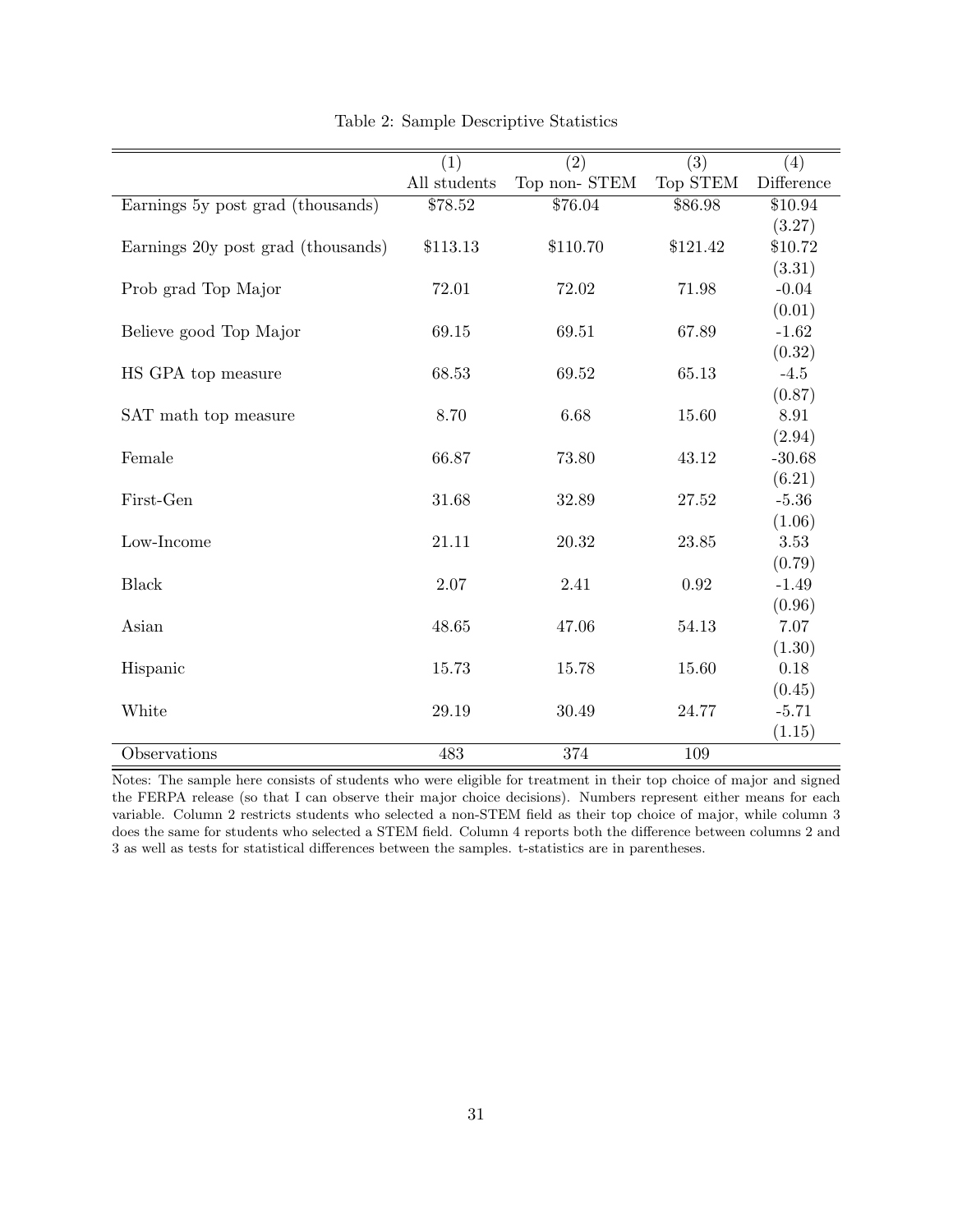Table 2: Sample Descriptive Statistics

| | (1) | (2) | (3) | (4) |
|---|---|---|---|---|
| | All students | Top non- STEM | Top STEM | Difference |
| Earnings 5y post grad (thousands) | \$78.52 | \$76.04 | \$86.98 | \$10.94 |
| | | | | (3.27) |
| Earnings 20y post grad (thousands) | \$113.13 | \$110.70 | \$121.42 | \$10.72 |
| | | | | (3.31) |
| Prob grad Top Major | 72.01 | 72.02 | 71.98 | -0.04 |
| | | | | (0.01) |
| Believe good Top Major | 69.15 | 69.51 | 67.89 | -1.62 |
| | | | | (0.32) |
| HS GPA top measure | 68.53 | 69.52 | 65.13 | -4.5 |
| | | | | (0.87) |
| SAT math top measure | 8.70 | 6.68 | 15.60 | 8.91 |
| | | | | (2.94) |
| Female | 66.87 | 73.80 | 43.12 | -30.68 |
| | | | | (6.21) |
| First-Gen | 31.68 | 32.89 | 27.52 | -5.36 |
| | | | | (1.06) |
| Low-Income | 21.11 | 20.32 | 23.85 | 3.53 |
| | | | | (0.79) |
| Black | 2.07 | 2.41 | 0.92 | -1.49 |
| | | | | (0.96) |
| Asian | 48.65 | 47.06 | 54.13 | 7.07 |
| | | | | (1.30) |
| Hispanic | 15.73 | 15.78 | 15.60 | 0.18 |
| | | | | (0.45) |
| White | 29.19 | 30.49 | 24.77 | -5.71 |
| | | | | (1.15) |
| Observations | 483 | 374 | 109 | |

Notes: The sample here consists of students who were eligible for treatment in their top choice of major and signed the FERPA release (so that I can observe their major choice decisions). Numbers represent either means for each variable. Column 2 restricts students who selected a non-STEM field as their top choice of major, while column 3 does the same for students who selected a STEM field. Column 4 reports both the difference between columns 2 and 3 as well as tests for statistical differences between the samples. t-statistics are in parentheses.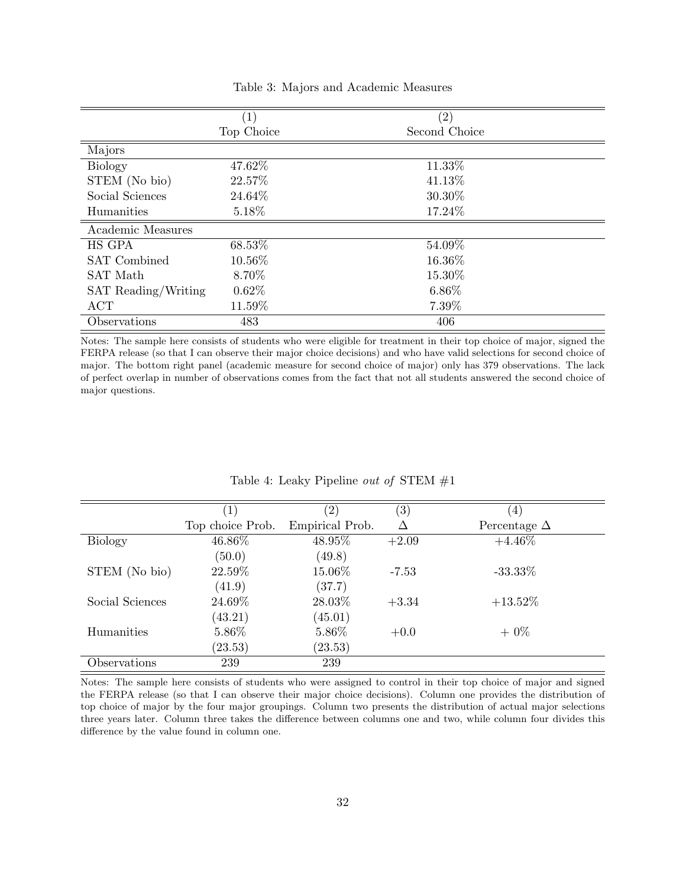Table 3: Majors and Academic Measures

| | (1) Top Choice | (2) Second Choice |
|---|---|---|
| Majors | | |
| Biology | 47.62% | 11.33% |
| STEM (No bio) | 22.57% | 41.13% |
| Social Sciences | 24.64% | 30.30% |
| Humanities | 5.18% | 17.24% |
| Academic Measures | | |
| HS GPA | 68.53% | 54.09% |
| SAT Combined | 10.56% | 16.36% |
| SAT Math | 8.70% | 15.30% |
| SAT Reading/Writing | 0.62% | 6.86% |
| ACT | 11.59% | 7.39% |
| Observations | 483 | 406 |

Notes: The sample here consists of students who were eligible for treatment in their top choice of major, signed the FERPA release (so that I can observe their major choice decisions) and who have valid selections for second choice of major. The bottom right panel (academic measure for second choice of major) only has 379 observations. The lack of perfect overlap in number of observations comes from the fact that not all students answered the second choice of major questions.

Table 4: Leaky Pipeline *out of* STEM #1

| | (1) Top choice Prob. | (2) Empirical Prob. | (3) $\Delta$ | (4) Percentage $\Delta$ |
|---|---|---|---|---|
| Biology | 46.86% | 48.95% | +2.09 | +4.46% |
| | (50.0) | (49.8) | | |
| STEM (No bio) | 22.59% | 15.06% | -7.53 | -33.33% |
| | (41.9) | (37.7) | | |
| Social Sciences | 24.69% | 28.03% | +3.34 | +13.52% |
| | (43.21) | (45.01) | | |
| Humanities | 5.86% | 5.86% | +0.0 | + 0% |
| | (23.53) | (23.53) | | |
| Observations | 239 | 239 | | |

Notes: The sample here consists of students who were assigned to control in their top choice of major and signed the FERPA release (so that I can observe their major choice decisions). Column one provides the distribution of top choice of major by the four major groupings. Column two presents the distribution of actual major selections three years later. Column three takes the difference between columns one and two, while column four divides this difference by the value found in column one.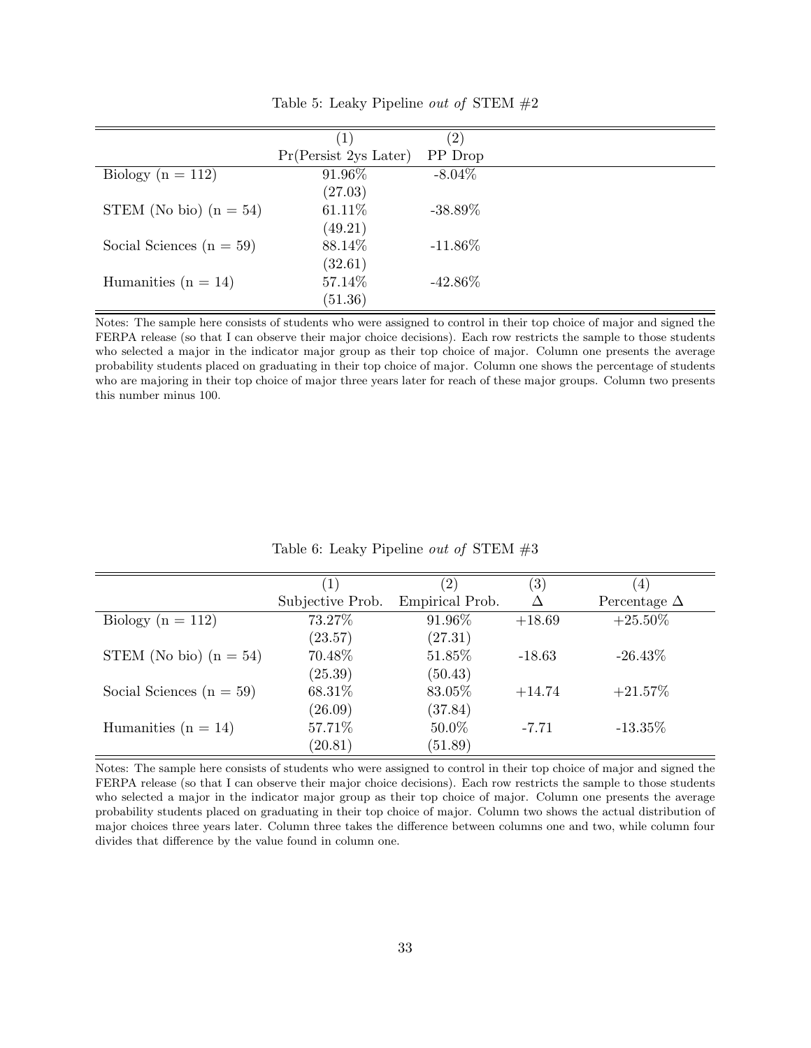Table 5: Leaky Pipeline *out of* STEM #2

| | (1) | (2) |
|---|---|---|
| | Pr(Persist 2ys Later) | PP Drop |
| Biology (n = 112) | 91.96% | -8.04% |
| | (27.03) | |
| STEM (No bio) (n = 54) | 61.11% | -38.89% |
| | (49.21) | |
| Social Sciences (n = 59) | 88.14% | -11.86% |
| | (32.61) | |
| Humanities (n = 14) | 57.14% | -42.86% |
| | (51.36) | |

Notes: The sample here consists of students who were assigned to control in their top choice of major and signed the FERPA release (so that I can observe their major choice decisions). Each row restricts the sample to those students who selected a major in the indicator major group as their top choice of major. Column one presents the average probability students placed on graduating in their top choice of major. Column one shows the percentage of students who are majoring in their top choice of major three years later for reach of these major groups. Column two presents this number minus 100.

Table 6: Leaky Pipeline *out of* STEM #3

| | (1) | (2) | (3) | (4) |
|---|---|---|---|---|
| | Subjective Prob. | Empirical Prob. | $\Delta$ | Percentage $\Delta$ |
| Biology (n = 112) | 73.27% | 91.96% | +18.69 | +25.50% |
| | (23.57) | (27.31) | | |
| STEM (No bio) (n = 54) | 70.48% | 51.85% | -18.63 | -26.43% |
| | (25.39) | (50.43) | | |
| Social Sciences (n = 59) | 68.31% | 83.05% | +14.74 | +21.57% |
| | (26.09) | (37.84) | | |
| Humanities (n = 14) | 57.71% | 50.0% | -7.71 | -13.35% |
| | (20.81) | (51.89) | | |

Notes: The sample here consists of students who were assigned to control in their top choice of major and signed the FERPA release (so that I can observe their major choice decisions). Each row restricts the sample to those students who selected a major in the indicator major group as their top choice of major. Column one presents the average probability students placed on graduating in their top choice of major. Column two shows the actual distribution of major choices three years later. Column three takes the difference between columns one and two, while column four divides that difference by the value found in column one.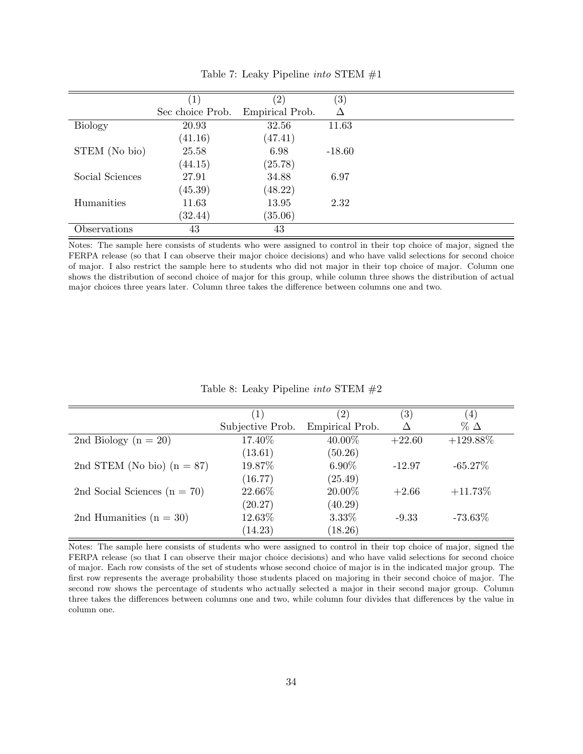Table 7: Leaky Pipeline *into* STEM #1

| | (1) | (2) | (3) |
|---|---|---|---|
| | Sec choice Prob. | Empirical Prob. | Δ |
| Biology | 20.93 | 32.56 | 11.63 |
| | (41.16) | (47.41) | |
| STEM (No bio) | 25.58 | 6.98 | -18.60 |
| | (44.15) | (25.78) | |
| Social Sciences | 27.91 | 34.88 | 6.97 |
| | (45.39) | (48.22) | |
| Humanities | 11.63 | 13.95 | 2.32 |
| | (32.44) | (35.06) | |
| Observations | 43 | 43 | |

Notes: The sample here consists of students who were assigned to control in their top choice of major, signed the FERPA release (so that I can observe their major choice decisions) and who have valid selections for second choice of major. I also restrict the sample here to students who did not major in their top choice of major. Column one shows the distribution of second choice of major for this group, while column three shows the distribution of actual major choices three years later. Column three takes the difference between columns one and two.

Table 8: Leaky Pipeline *into* STEM #2

| | (1) | (2) | (3) | (4) |
|---|---|---|---|---|
| | Subjective Prob. | Empirical Prob. | Δ | % Δ |
| 2nd Biology (n = 20) | 17.40% | 40.00% | +22.60 | +129.88% |
| | (13.61) | (50.26) | | |
| 2nd STEM (No bio) (n = 87) | 19.87% | 6.90% | -12.97 | -65.27% |
| | (16.77) | (25.49) | | |
| 2nd Social Sciences (n = 70) | 22.66% | 20.00% | +2.66 | +11.73% |
| | (20.27) | (40.29) | | |
| 2nd Humanities (n = 30) | 12.63% | 3.33% | -9.33 | -73.63% |
| | (14.23) | (18.26) | | |

Notes: The sample here consists of students who were assigned to control in their top choice of major, signed the FERPA release (so that I can observe their major choice decisions) and who have valid selections for second choice of major. Each row consists of the set of students whose second choice of major is in the indicated major group. The first row represents the average probability those students placed on majoring in their second choice of major. The second row shows the percentage of students who actually selected a major in their second major group. Column three takes the differences between columns one and two, while column four divides that differences by the value in column one.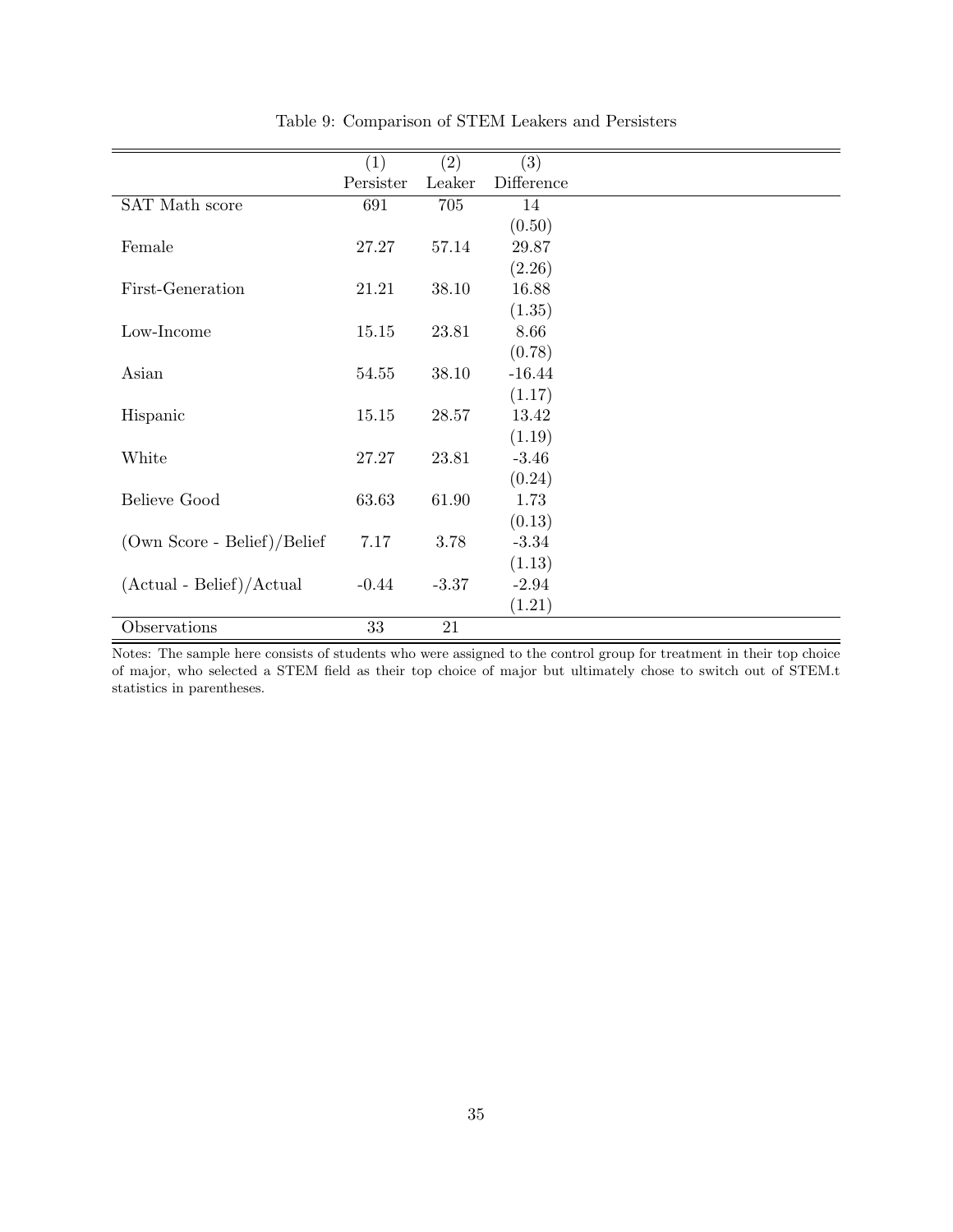Table 9: Comparison of STEM Leakers and Persisters

| | (1) | (2) | (3) |
|---|---|---|---|
| | Persister | Leaker | Difference |
| SAT Math score | 691 | 705 | 14 |
| | | | (0.50) |
| Female | 27.27 | 57.14 | 29.87 |
| | | | (2.26) |
| First-Generation | 21.21 | 38.10 | 16.88 |
| | | | (1.35) |
| Low-Income | 15.15 | 23.81 | 8.66 |
| | | | (0.78) |
| Asian | 54.55 | 38.10 | -16.44 |
| | | | (1.17) |
| Hispanic | 15.15 | 28.57 | 13.42 |
| | | | (1.19) |
| White | 27.27 | 23.81 | -3.46 |
| | | | (0.24) |
| Believe Good | 63.63 | 61.90 | 1.73 |
| | | | (0.13) |
| (Own Score - Belief)/Belief | 7.17 | 3.78 | -3.34 |
| | | | (1.13) |
| (Actual - Belief)/Actual | -0.44 | -3.37 | -2.94 |
| | | | (1.21) |
| Observations | 33 | 21 | |

Notes: The sample here consists of students who were assigned to the control group for treatment in their top choice of major, who selected a STEM field as their top choice of major but ultimately chose to switch out of STEM.t statistics in parentheses.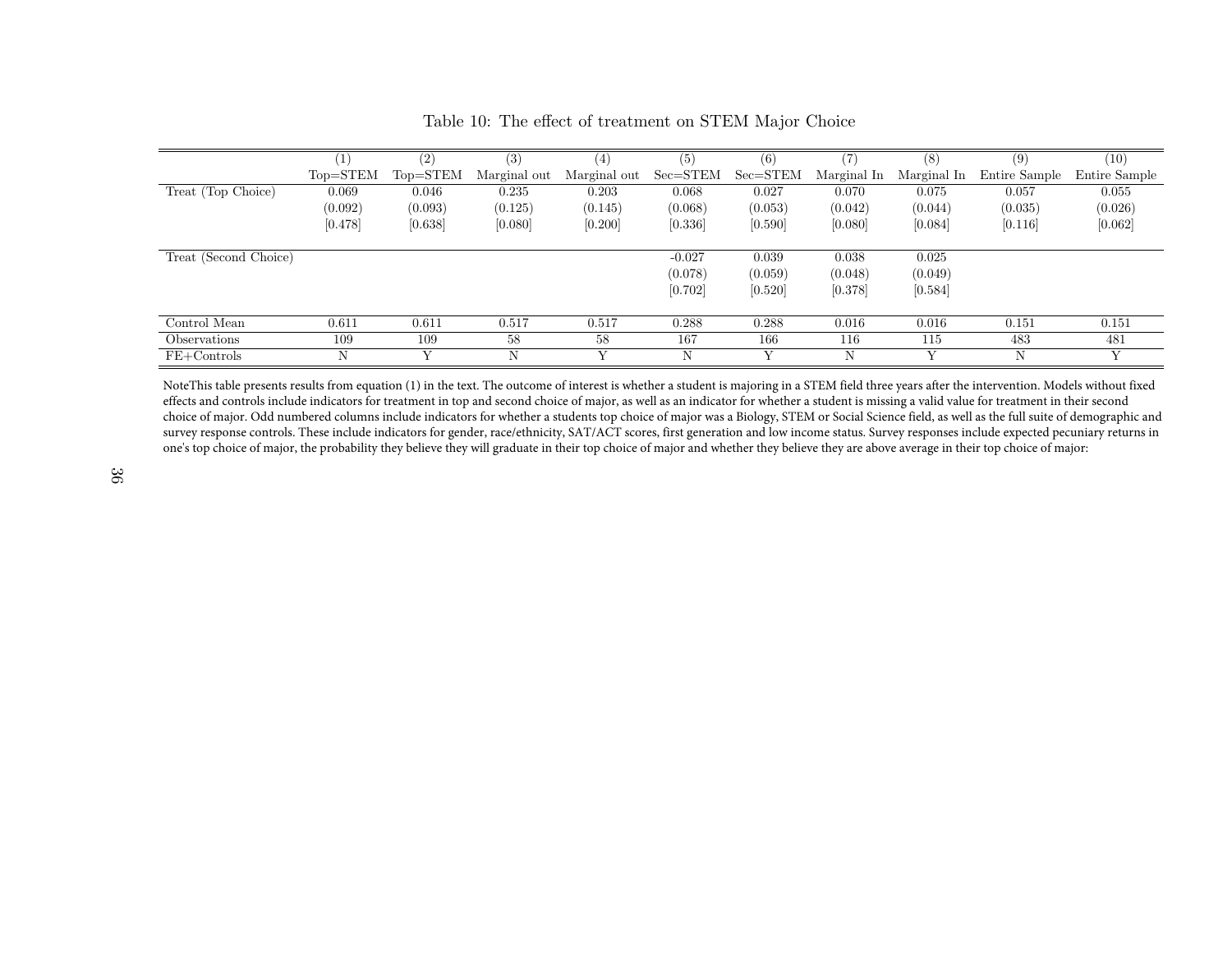Table 10: The effect of treatment on STEM Major Choice

| | (1) | (2) | (3) | (4) | (5) | (6) | (7) | (8) | (9) | (10) |
|---|---|---|---|---|---|---|---|---|---|---|
| | Top=STEM | Top=STEM | Marginal out | Marginal out | Sec=STEM | Sec=STEM | Marginal In | Marginal In | Entire Sample | Entire Sample |
| Treat (Top Choice) | 0.069 | 0.046 | 0.235 | 0.203 | 0.068 | 0.027 | 0.070 | 0.075 | 0.057 | 0.055 |
| | (0.092) | (0.093) | (0.125) | (0.145) | (0.068) | (0.053) | (0.042) | (0.044) | (0.035) | (0.026) |
| | [0.478] | [0.638] | [0.080] | [0.200] | [0.336] | [0.590] | [0.080] | [0.084] | [0.116] | [0.062] |
| Treat (Second Choice) | | | | | -0.027 | 0.039 | 0.038 | 0.025 | | |
| | | | | | (0.078) | (0.059) | (0.048) | (0.049) | | |
| | | | | | [0.702] | [0.520] | [0.378] | [0.584] | | |
| Control Mean | 0.611 | 0.611 | 0.517 | 0.517 | 0.288 | 0.288 | 0.016 | 0.016 | 0.151 | 0.151 |
| Observations | 109 | 109 | 58 | 58 | 167 | 166 | 116 | 115 | 483 | 481 |
| FE+Controls | N | Y | N | Y | N | Y | N | Y | N | Y |

NoteThis table presents results from equation (1) in the text. The outcome of interest is whether a student is majoring in a STEM field three years after the intervention. Models without fixed effects and controls include indicators for treatment in top and second choice of major, as well as an indicator for whether a student is missing a valid value for treatment in their second choice of major. Odd numbered columns include indicators for whether a students top choice of major was a Biology, STEM or Social Science field, as well as the full suite of demographic and survey response controls. These include indicators for gender, race/ethnicity, SAT/ACT scores, first generation and low income status. Survey responses include expected pecuniary returns in one's top choice of major, the probability they believe they will graduate in their top choice of major and whether they believe they are above average in their top choice of major: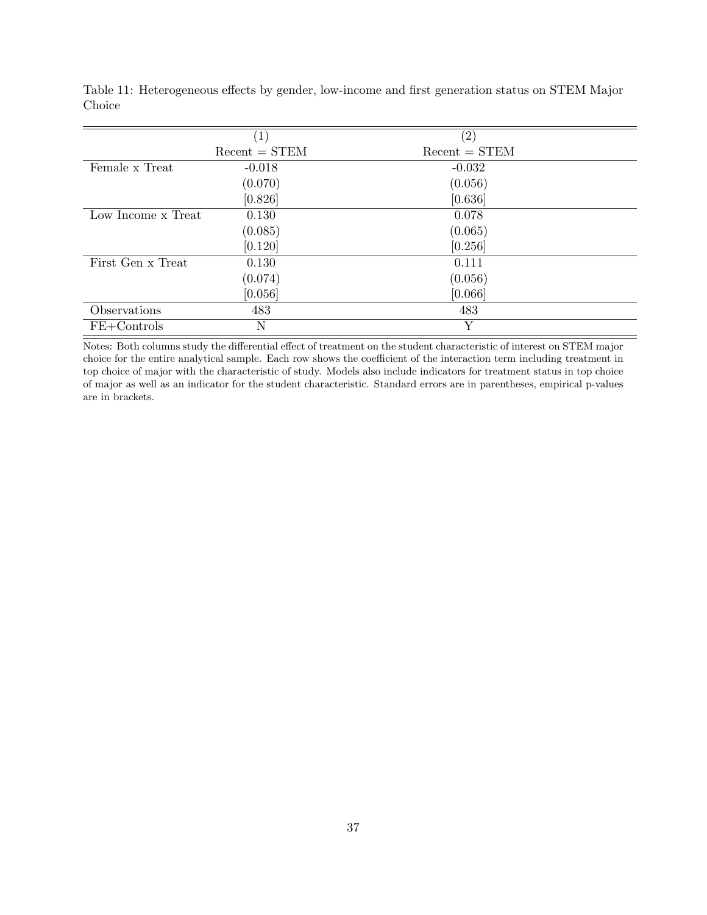Table 11: Heterogeneous effects by gender, low-income and first generation status on STEM Major Choice

| | (1) | (2) |
|---|---|---|
| | Recent = STEM | Recent = STEM |
| Female x Treat | -0.018 | -0.032 |
| | (0.070) | (0.056) |
| | [0.826] | [0.636] |
| Low Income x Treat | 0.130 | 0.078 |
| | (0.085) | (0.065) |
| | [0.120] | [0.256] |
| First Gen x Treat | 0.130 | 0.111 |
| | (0.074) | (0.056) |
| | [0.056] | [0.066] |
| Observations | 483 | 483 |
| FE+Controls | N | Y |

Notes: Both columns study the differential effect of treatment on the student characteristic of interest on STEM major choice for the entire analytical sample. Each row shows the coefficient of the interaction term including treatment in top choice of major with the characteristic of study. Models also include indicators for treatment status in top choice of major as well as an indicator for the student characteristic. Standard errors are in parentheses, empirical p-values are in brackets.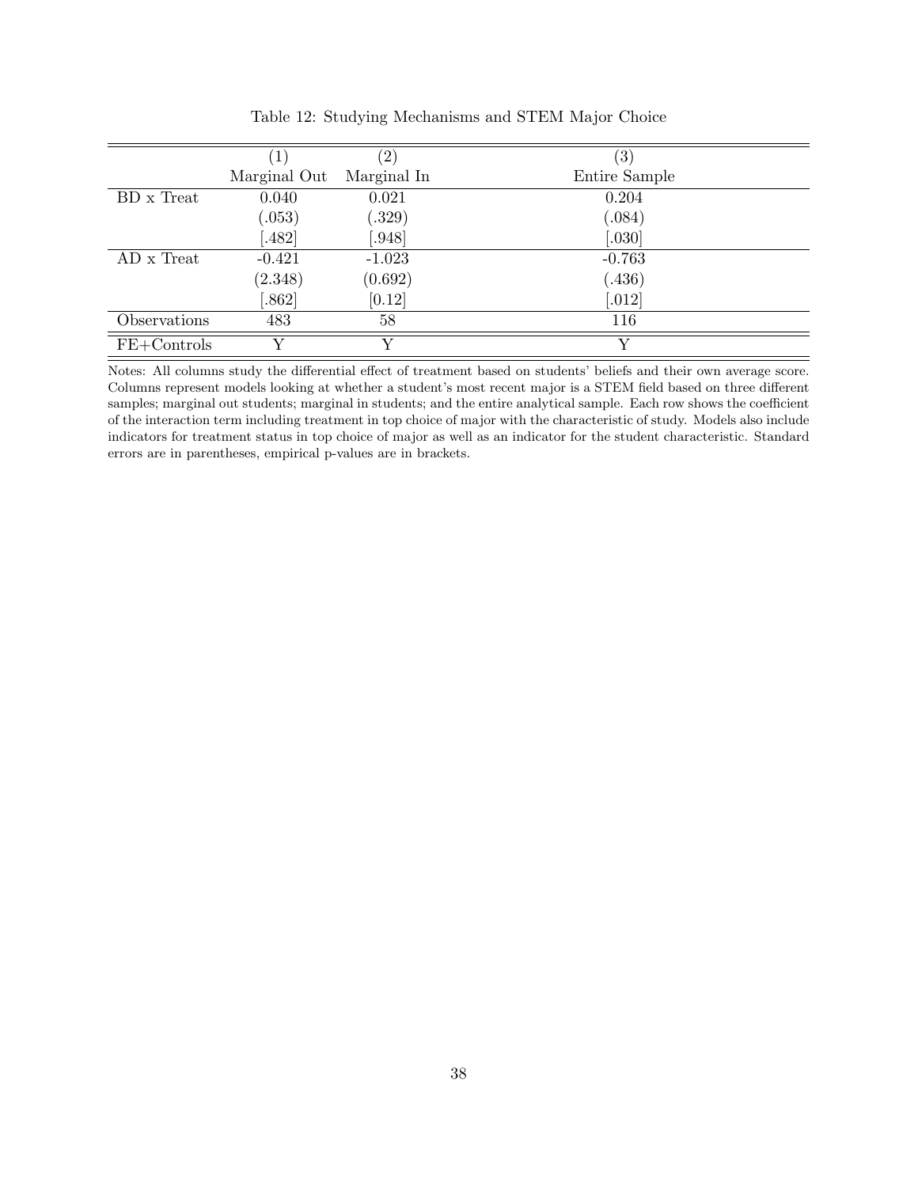Table 12: Studying Mechanisms and STEM Major Choice

| | (1) | (2) | (3) |
|---|---|---|---|
| | Marginal Out | Marginal In | Entire Sample |
| BD x Treat | 0.040 | 0.021 | 0.204 |
| | (.053) | (.329) | (.084) |
| | [.482] | [.948] | [.030] |
| AD x Treat | -0.421 | -1.023 | -0.763 |
| | (2.348) | (0.692) | (.436) |
| | [.862] | [0.12] | [.012] |
| Observations | 483 | 58 | 116 |
| FE+Controls | Y | Y | Y |

Notes: All columns study the differential effect of treatment based on students' beliefs and their own average score. Columns represent models looking at whether a student's most recent major is a STEM field based on three different samples; marginal out students; marginal in students; and the entire analytical sample. Each row shows the coefficient of the interaction term including treatment in top choice of major with the characteristic of study. Models also include indicators for treatment status in top choice of major as well as an indicator for the student characteristic. Standard errors are in parentheses, empirical p-values are in brackets.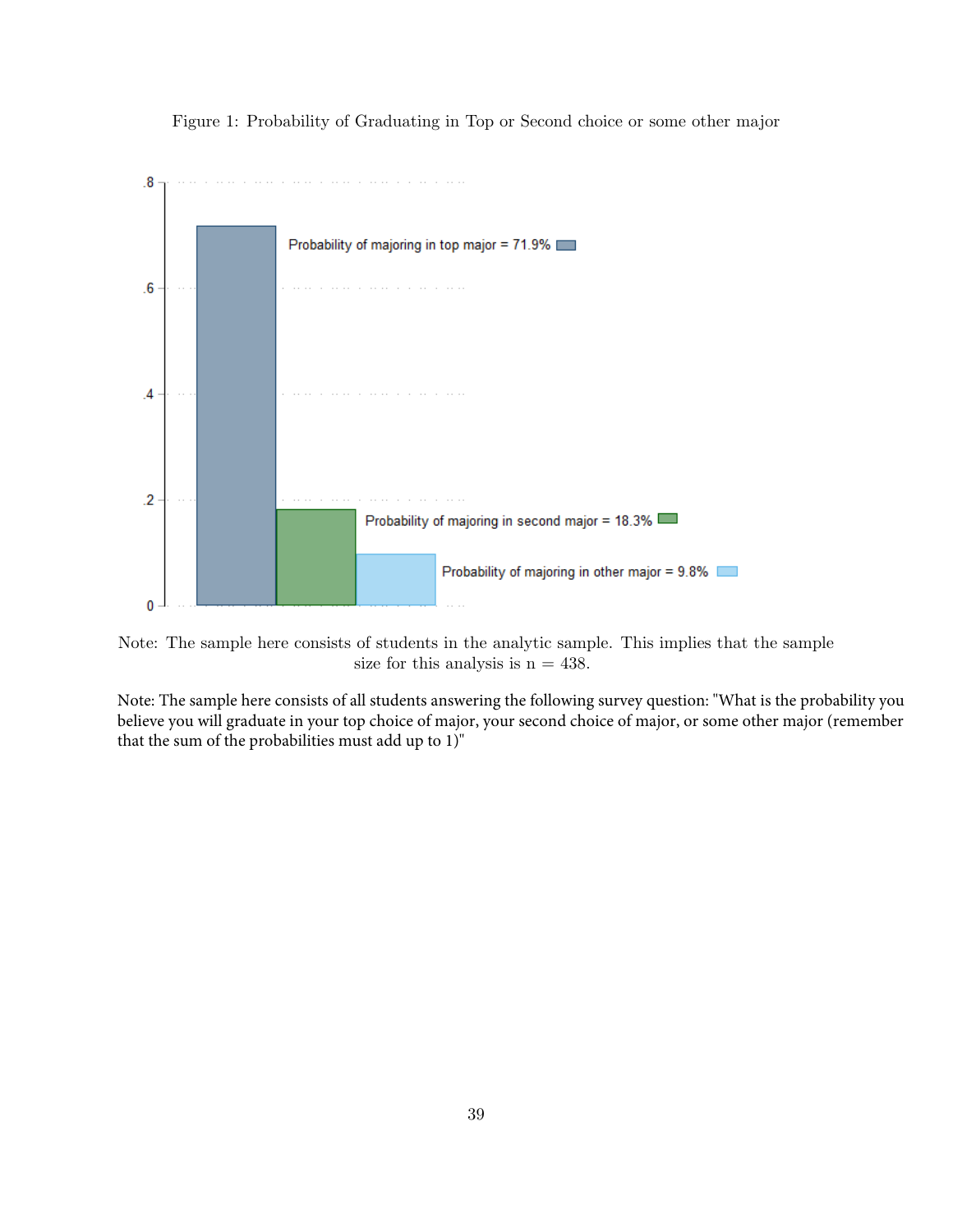Figure 1: Probability of Graduating in Top or Second choice or some other major

Note: The sample here consists of students in the analytic sample. This implies that the sample size for this analysis is n = 438.

Note: The sample here consists of all students answering the following survey question: "What is the probability you believe you will graduate in your top choice of major, your second choice of major, or some other major (remember that the sum of the probabilities must add up to 1)"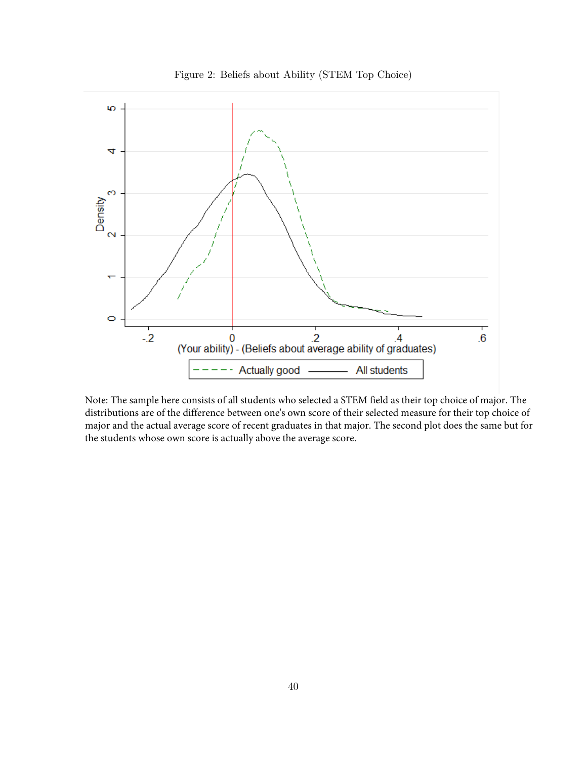Figure 2: Beliefs about Ability (STEM Top Choice)

Density

0
1
2
3
4
5

-.2
0
.2
.4
.6

(Your ability) - (Beliefs about average ability of graduates)

Actually good
All students

Note: The sample here consists of all students who selected a STEM field as their top choice of major. The distributions are of the difference between one's own score of their selected measure for their top choice of major and the actual average score of recent graduates in that major. The second plot does the same but for the students whose own score is actually above the average score.